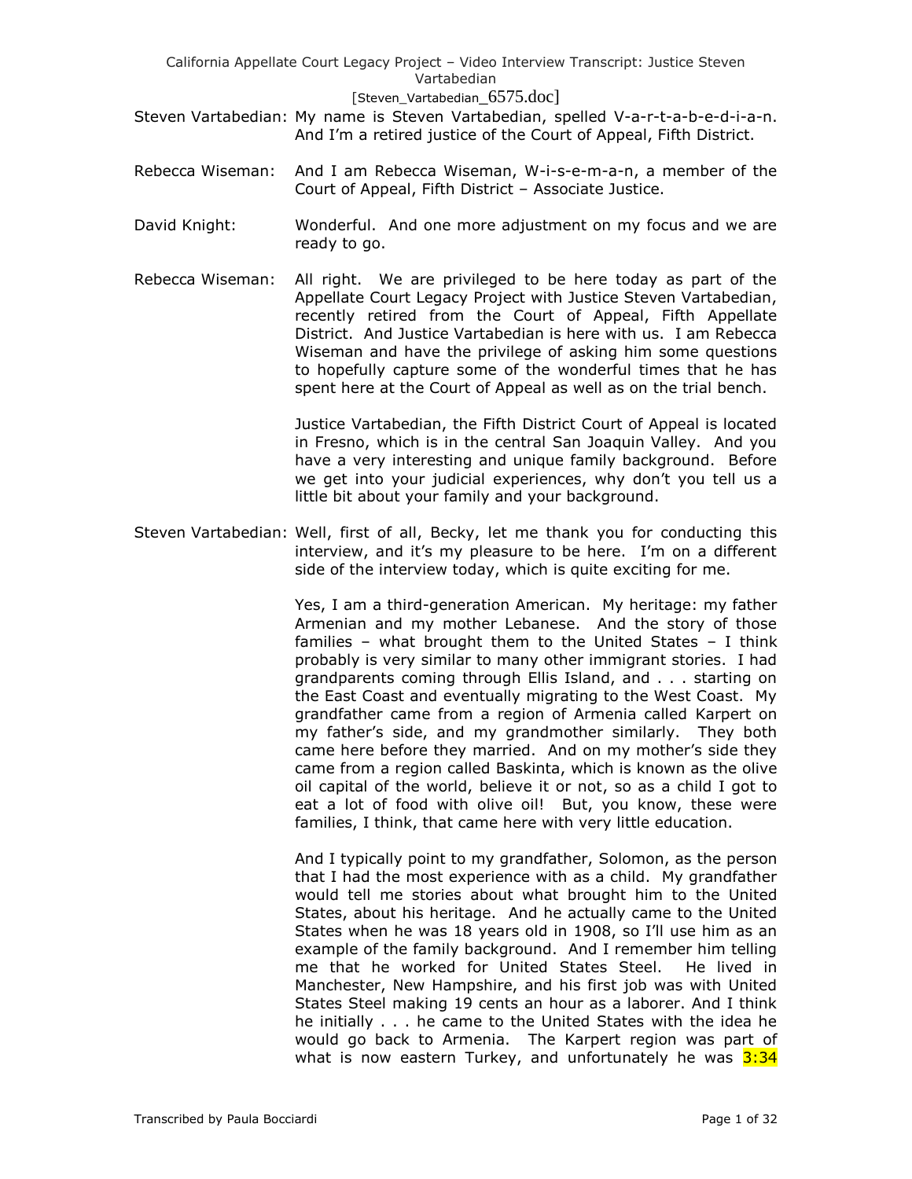Steven Vartabedian: My name is Steven Vartabedian, spelled V-a-r-t-a-b-e-d-i-a-n. And I'm a retired justice of the Court of Appeal, Fifth District.

Rebecca Wiseman: And I am Rebecca Wiseman, W-i-s-e-m-a-n, a member of the Court of Appeal, Fifth District – Associate Justice.

David Knight: Wonderful. And one more adjustment on my focus and we are ready to go.

Rebecca Wiseman: All right. We are privileged to be here today as part of the Appellate Court Legacy Project with Justice Steven Vartabedian, recently retired from the Court of Appeal, Fifth Appellate District. And Justice Vartabedian is here with us. I am Rebecca Wiseman and have the privilege of asking him some questions to hopefully capture some of the wonderful times that he has spent here at the Court of Appeal as well as on the trial bench.

Justice Vartabedian, the Fifth District Court of Appeal is located in Fresno, which is in the central San Joaquin Valley. And you have a very interesting and unique family background. Before we get into your judicial experiences, why don't you tell us a little bit about your family and your background.

Steven Vartabedian: Well, first of all, Becky, let me thank you for conducting this interview, and it's my pleasure to be here. I'm on a different side of the interview today, which is quite exciting for me.

Yes, I am a third-generation American. My heritage: my father Armenian and my mother Lebanese. And the story of those families – what brought them to the United States – I think probably is very similar to many other immigrant stories. I had grandparents coming through Ellis Island, and . . . starting on the East Coast and eventually migrating to the West Coast. My grandfather came from a region of Armenia called Karpert on my father's side, and my grandmother similarly. They both came here before they married. And on my mother's side they came from a region called Baskinta, which is known as the olive oil capital of the world, believe it or not, so as a child I got to eat a lot of food with olive oil! But, you know, these were families, I think, that came here with very little education.

And I typically point to my grandfather, Solomon, as the person that I had the most experience with as a child. My grandfather would tell me stories about what brought him to the United States, about his heritage. And he actually came to the United States when he was 18 years old in 1908, so I'll use him as an example of the family background. And I remember him telling me that he worked for United States Steel. He lived in Manchester, New Hampshire, and his first job was with United States Steel making 19 cents an hour as a laborer. And I think he initially . . . he came to the United States with the idea he would go back to Armenia. The Karpert region was part of what is now eastern Turkey, and unfortunately he was 3:34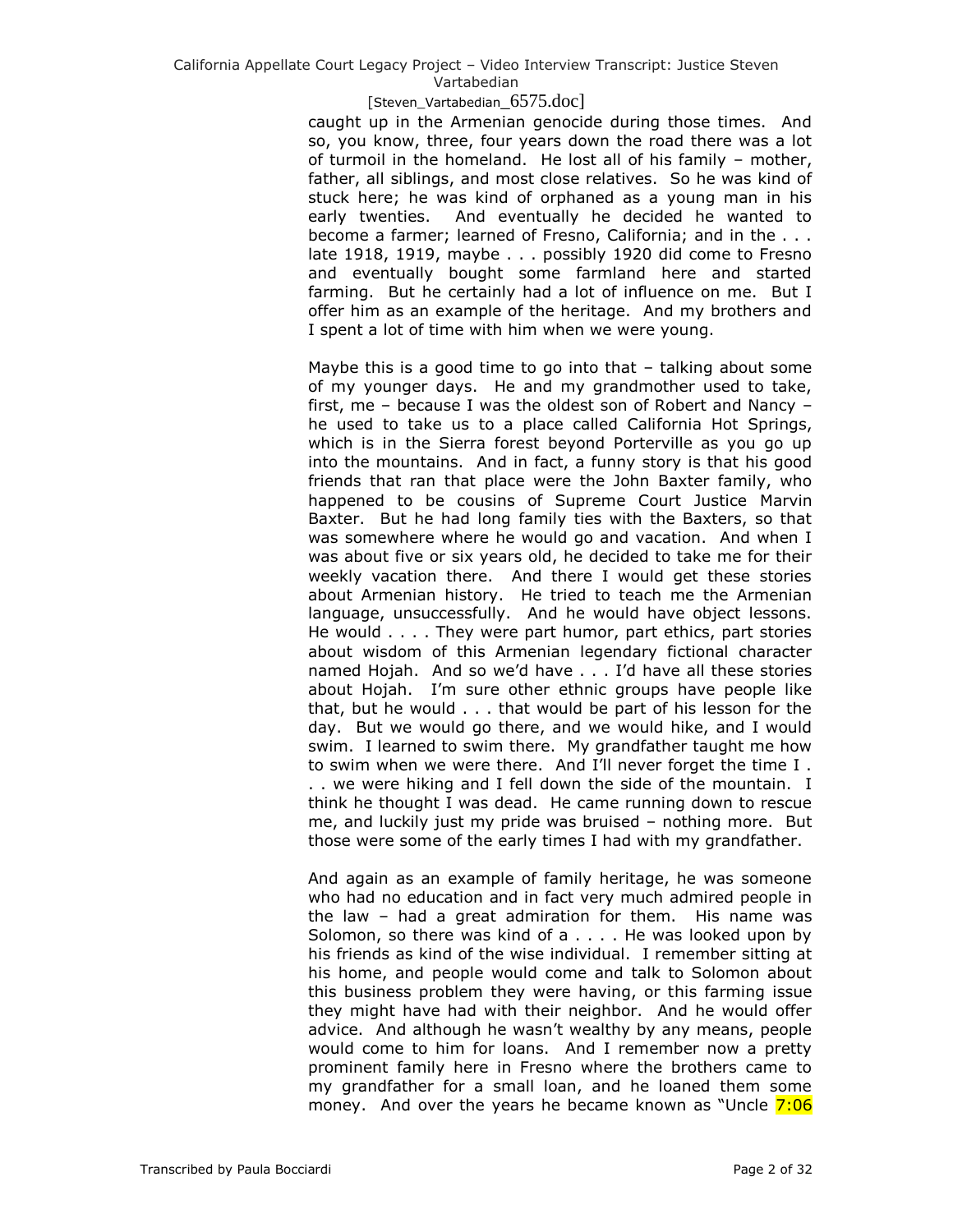caught up in the Armenian genocide during those times. And so, you know, three, four years down the road there was a lot of turmoil in the homeland. He lost all of his family – mother, father, all siblings, and most close relatives. So he was kind of stuck here; he was kind of orphaned as a young man in his early twenties. And eventually he decided he wanted to become a farmer; learned of Fresno, California; and in the . . . late 1918, 1919, maybe . . . possibly 1920 did come to Fresno and eventually bought some farmland here and started farming. But he certainly had a lot of influence on me. But I offer him as an example of the heritage. And my brothers and I spent a lot of time with him when we were young.

Maybe this is a good time to go into that – talking about some of my younger days. He and my grandmother used to take, first, me – because I was the oldest son of Robert and Nancy – he used to take us to a place called California Hot Springs, which is in the Sierra forest beyond Porterville as you go up into the mountains. And in fact, a funny story is that his good friends that ran that place were the John Baxter family, who happened to be cousins of Supreme Court Justice Marvin Baxter. But he had long family ties with the Baxters, so that was somewhere where he would go and vacation. And when I was about five or six years old, he decided to take me for their weekly vacation there. And there I would get these stories about Armenian history. He tried to teach me the Armenian language, unsuccessfully. And he would have object lessons. He would . . . . They were part humor, part ethics, part stories about wisdom of this Armenian legendary fictional character named Hojah. And so we'd have . . . I'd have all these stories about Hojah. I'm sure other ethnic groups have people like that, but he would . . . that would be part of his lesson for the day. But we would go there, and we would hike, and I would swim. I learned to swim there. My grandfather taught me how to swim when we were there. And I'll never forget the time I . . . we were hiking and I fell down the side of the mountain. I think he thought I was dead. He came running down to rescue me, and luckily just my pride was bruised – nothing more. But those were some of the early times I had with my grandfather.

And again as an example of family heritage, he was someone who had no education and in fact very much admired people in the law – had a great admiration for them. His name was Solomon, so there was kind of a . . . . He was looked upon by his friends as kind of the wise individual. I remember sitting at his home, and people would come and talk to Solomon about this business problem they were having, or this farming issue they might have had with their neighbor. And he would offer advice. And although he wasn't wealthy by any means, people would come to him for loans. And I remember now a pretty prominent family here in Fresno where the brothers came to my grandfather for a small loan, and he loaned them some money. And over the years he became known as "Uncle 7:06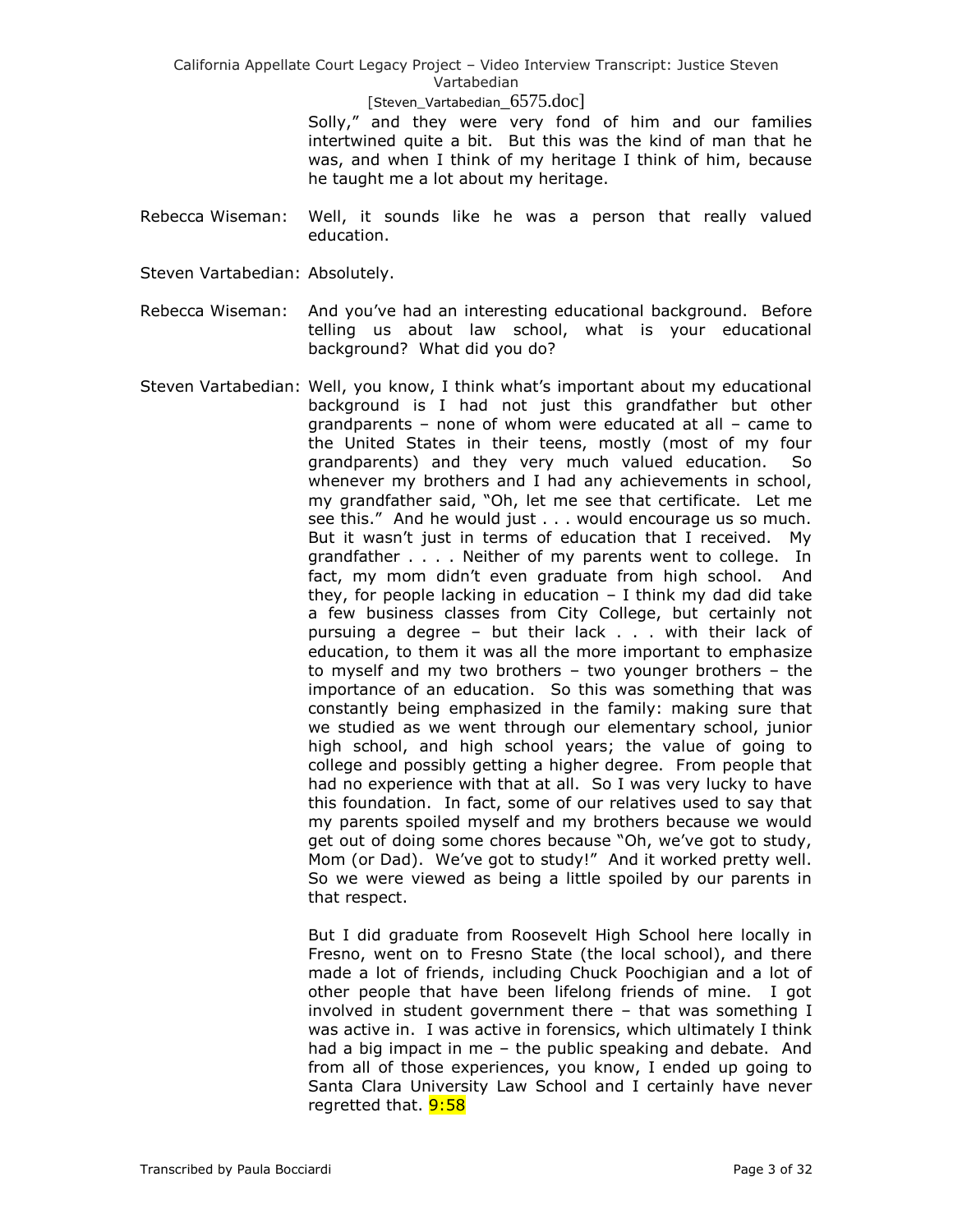Solly," and they were very fond of him and our families intertwined quite a bit. But this was the kind of man that he was, and when I think of my heritage I think of him, because he taught me a lot about my heritage.

Rebecca Wiseman: Well, it sounds like he was a person that really valued education.

Steven Vartabedian: Absolutely.

Rebecca Wiseman: And you've had an interesting educational background. Before telling us about law school, what is your educational background? What did you do?

Steven Vartabedian: Well, you know, I think what's important about my educational background is I had not just this grandfather but other grandparents – none of whom were educated at all – came to the United States in their teens, mostly (most of my four grandparents) and they very much valued education. So whenever my brothers and I had any achievements in school, my grandfather said, "Oh, let me see that certificate. Let me see this." And he would just . . . would encourage us so much. But it wasn't just in terms of education that I received. My grandfather . . . . Neither of my parents went to college. In fact, my mom didn't even graduate from high school. And they, for people lacking in education – I think my dad did take a few business classes from City College, but certainly not pursuing a degree – but their lack . . . with their lack of education, to them it was all the more important to emphasize to myself and my two brothers – two younger brothers – the importance of an education. So this was something that was constantly being emphasized in the family: making sure that we studied as we went through our elementary school, junior high school, and high school years; the value of going to college and possibly getting a higher degree. From people that had no experience with that at all. So I was very lucky to have this foundation. In fact, some of our relatives used to say that my parents spoiled myself and my brothers because we would get out of doing some chores because "Oh, we've got to study, Mom (or Dad). We've got to study!" And it worked pretty well. So we were viewed as being a little spoiled by our parents in that respect.

But I did graduate from Roosevelt High School here locally in Fresno, went on to Fresno State (the local school), and there made a lot of friends, including Chuck Poochigian and a lot of other people that have been lifelong friends of mine. I got involved in student government there – that was something I was active in. I was active in forensics, which ultimately I think had a big impact in me – the public speaking and debate. And from all of those experiences, you know, I ended up going to Santa Clara University Law School and I certainly have never regretted that. 9:58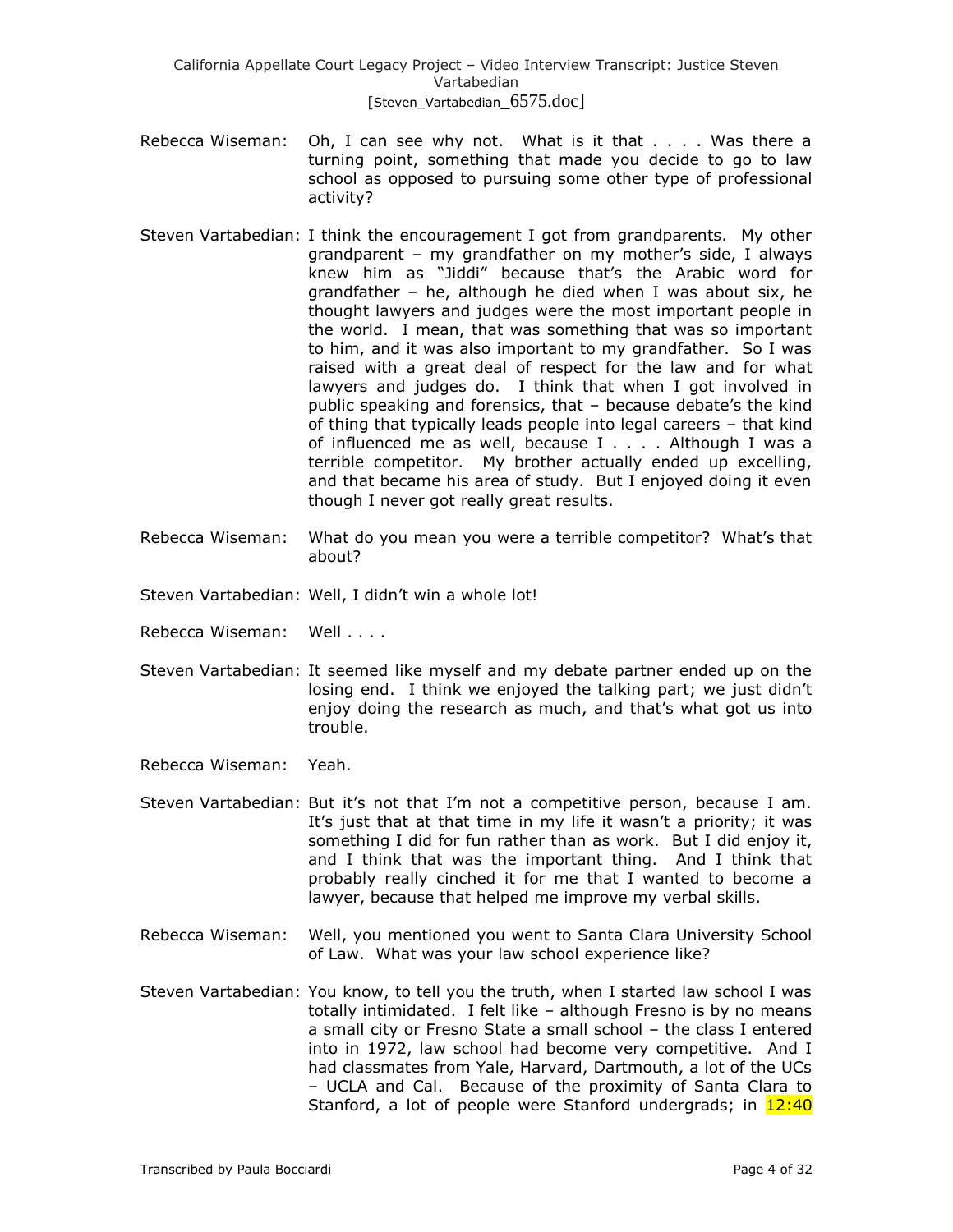Rebecca Wiseman: Oh, I can see why not. What is it that . . . . Was there a turning point, something that made you decide to go to law school as opposed to pursuing some other type of professional activity?

Steven Vartabedian: I think the encouragement I got from grandparents. My other grandparent – my grandfather on my mother's side, I always knew him as "Jiddi" because that's the Arabic word for grandfather – he, although he died when I was about six, he thought lawyers and judges were the most important people in the world. I mean, that was something that was so important to him, and it was also important to my grandfather. So I was raised with a great deal of respect for the law and for what lawyers and judges do. I think that when I got involved in public speaking and forensics, that – because debate's the kind of thing that typically leads people into legal careers – that kind of influenced me as well, because I . . . . Although I was a terrible competitor. My brother actually ended up excelling, and that became his area of study. But I enjoyed doing it even though I never got really great results.

Rebecca Wiseman: What do you mean you were a terrible competitor? What's that about?

Steven Vartabedian: Well, I didn't win a whole lot!

Rebecca Wiseman: Well . . . .

Steven Vartabedian: It seemed like myself and my debate partner ended up on the losing end. I think we enjoyed the talking part; we just didn't enjoy doing the research as much, and that's what got us into trouble.

Rebecca Wiseman: Yeah.

Steven Vartabedian: But it's not that I'm not a competitive person, because I am. It's just that at that time in my life it wasn't a priority; it was something I did for fun rather than as work. But I did enjoy it, and I think that was the important thing. And I think that probably really cinched it for me that I wanted to become a lawyer, because that helped me improve my verbal skills.

Rebecca Wiseman: Well, you mentioned you went to Santa Clara University School of Law. What was your law school experience like?

Steven Vartabedian: You know, to tell you the truth, when I started law school I was totally intimidated. I felt like – although Fresno is by no means a small city or Fresno State a small school – the class I entered into in 1972, law school had become very competitive. And I had classmates from Yale, Harvard, Dartmouth, a lot of the UCs – UCLA and Cal. Because of the proximity of Santa Clara to Stanford, a lot of people were Stanford undergrads; in 12:40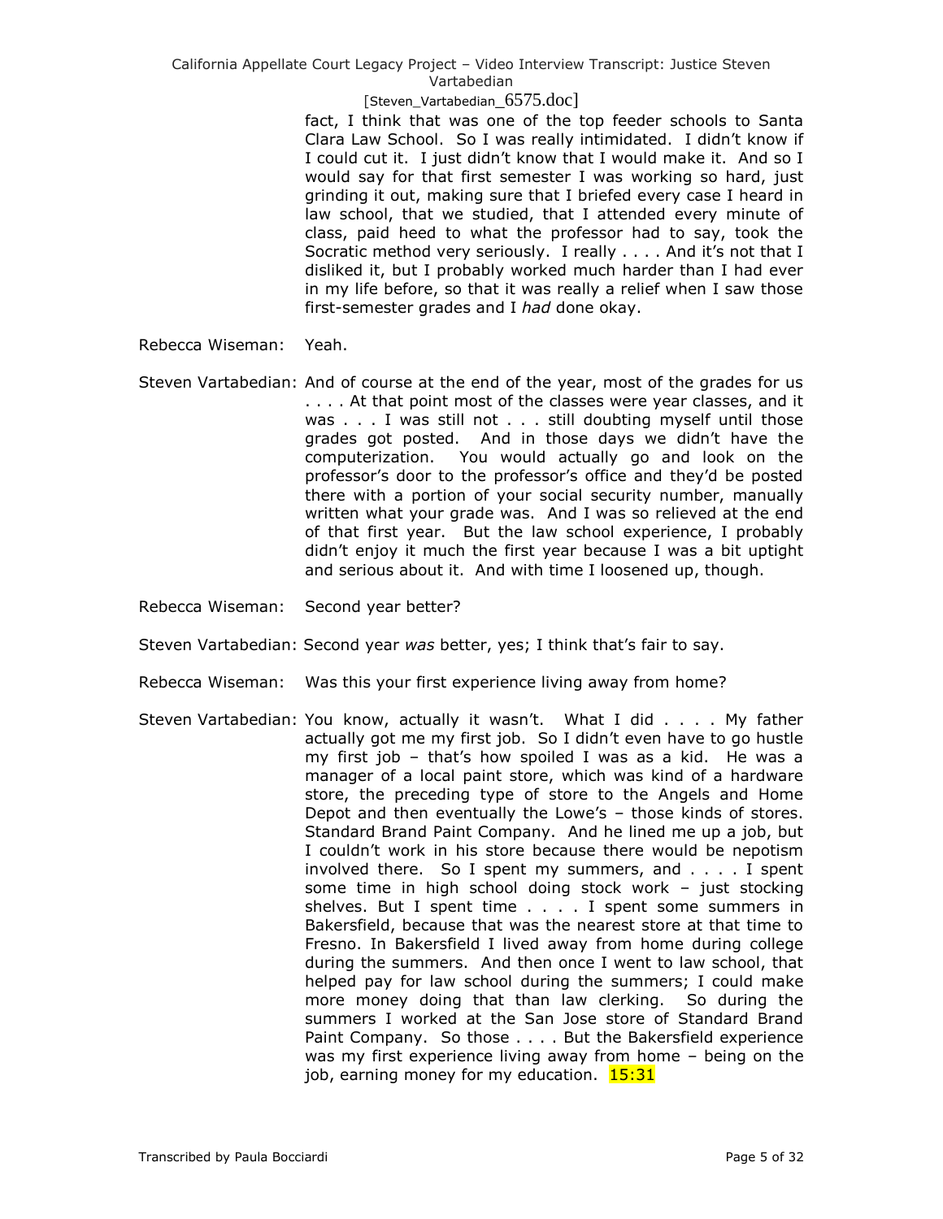fact, I think that was one of the top feeder schools to Santa Clara Law School. So I was really intimidated. I didn't know if I could cut it. I just didn't know that I would make it. And so I would say for that first semester I was working so hard, just grinding it out, making sure that I briefed every case I heard in law school, that we studied, that I attended every minute of class, paid heed to what the professor had to say, took the Socratic method very seriously. I really . . . . And it's not that I disliked it, but I probably worked much harder than I had ever in my life before, so that it was really a relief when I saw those first-semester grades and I *had* done okay.

Rebecca Wiseman: Yeah.

Steven Vartabedian: And of course at the end of the year, most of the grades for us . . . . At that point most of the classes were year classes, and it was . . . I was still not . . . still doubting myself until those grades got posted. And in those days we didn't have the computerization. You would actually go and look on the professor's door to the professor's office and they'd be posted there with a portion of your social security number, manually written what your grade was. And I was so relieved at the end of that first year. But the law school experience, I probably didn't enjoy it much the first year because I was a bit uptight and serious about it. And with time I loosened up, though.

Rebecca Wiseman: Second year better?

Steven Vartabedian: Second year *was* better, yes; I think that's fair to say.

Rebecca Wiseman: Was this your first experience living away from home?

Steven Vartabedian: You know, actually it wasn't. What I did . . . . My father actually got me my first job. So I didn't even have to go hustle my first job – that's how spoiled I was as a kid. He was a manager of a local paint store, which was kind of a hardware store, the preceding type of store to the Angels and Home Depot and then eventually the Lowe's – those kinds of stores. Standard Brand Paint Company. And he lined me up a job, but I couldn't work in his store because there would be nepotism involved there. So I spent my summers, and . . . . I spent some time in high school doing stock work – just stocking shelves. But I spent time . . . . I spent some summers in Bakersfield, because that was the nearest store at that time to Fresno. In Bakersfield I lived away from home during college during the summers. And then once I went to law school, that helped pay for law school during the summers; I could make more money doing that than law clerking. So during the summers I worked at the San Jose store of Standard Brand Paint Company. So those . . . . But the Bakersfield experience was my first experience living away from home – being on the job, earning money for my education. 15:31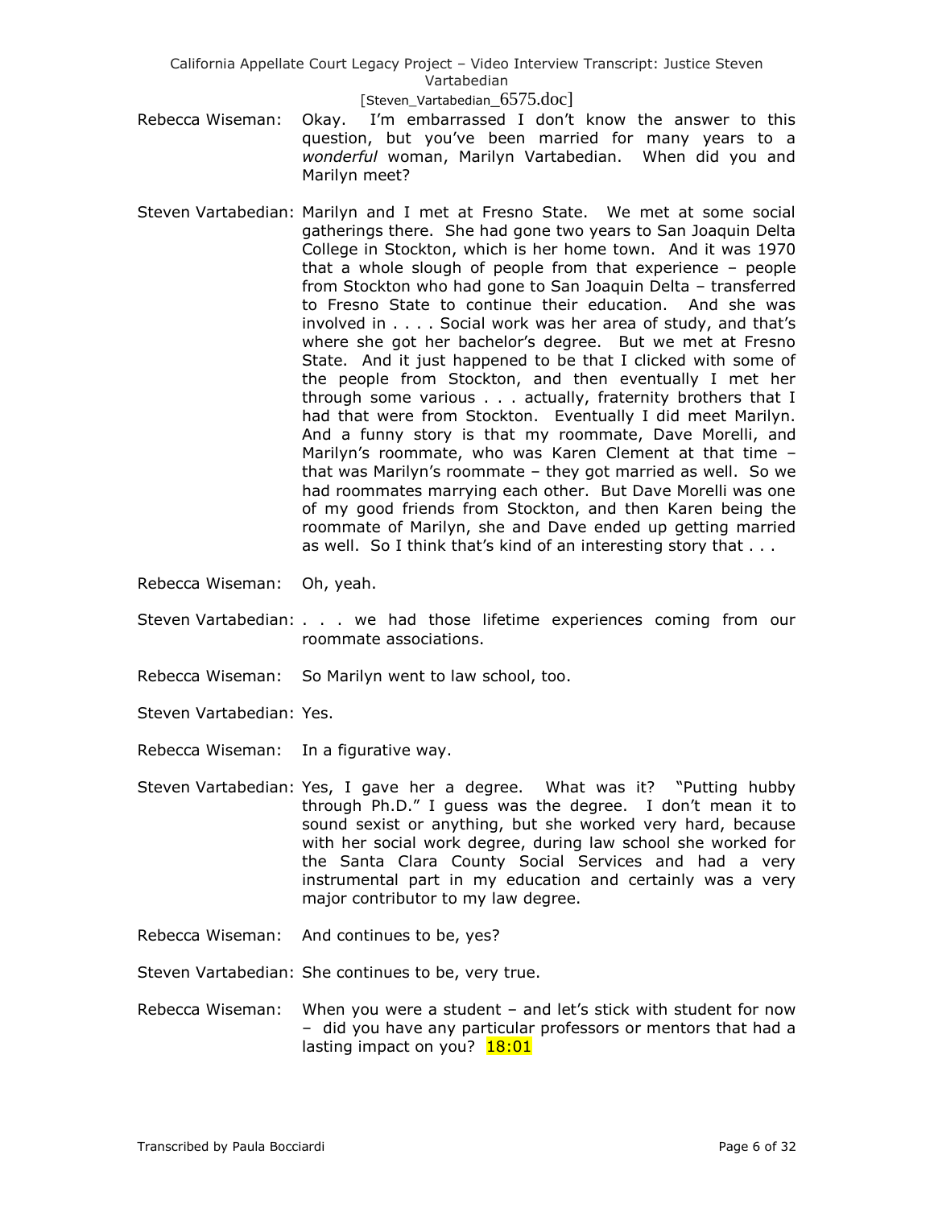Rebecca Wiseman: Okay. I'm embarrassed I don't know the answer to this question, but you've been married for many years to a *wonderful* woman, Marilyn Vartabedian. When did you and Marilyn meet?

Steven Vartabedian: Marilyn and I met at Fresno State. We met at some social gatherings there. She had gone two years to San Joaquin Delta College in Stockton, which is her home town. And it was 1970 that a whole slough of people from that experience – people from Stockton who had gone to San Joaquin Delta – transferred to Fresno State to continue their education. And she was involved in . . . . Social work was her area of study, and that's where she got her bachelor's degree. But we met at Fresno State. And it just happened to be that I clicked with some of the people from Stockton, and then eventually I met her through some various . . . actually, fraternity brothers that I had that were from Stockton. Eventually I did meet Marilyn. And a funny story is that my roommate, Dave Morelli, and Marilyn's roommate, who was Karen Clement at that time – that was Marilyn's roommate – they got married as well. So we had roommates marrying each other. But Dave Morelli was one of my good friends from Stockton, and then Karen being the roommate of Marilyn, she and Dave ended up getting married as well. So I think that's kind of an interesting story that . . .

Rebecca Wiseman: Oh, yeah.

Steven Vartabedian: . . . we had those lifetime experiences coming from our roommate associations.

Rebecca Wiseman: So Marilyn went to law school, too.

Steven Vartabedian: Yes.

Rebecca Wiseman: In a figurative way.

Steven Vartabedian: Yes, I gave her a degree. What was it? "Putting hubby through Ph.D." I guess was the degree. I don't mean it to sound sexist or anything, but she worked very hard, because with her social work degree, during law school she worked for the Santa Clara County Social Services and had a very instrumental part in my education and certainly was a very major contributor to my law degree.

Rebecca Wiseman: And continues to be, yes?

Steven Vartabedian: She continues to be, very true.

Rebecca Wiseman: When you were a student – and let's stick with student for now – did you have any particular professors or mentors that had a lasting impact on you? 18:01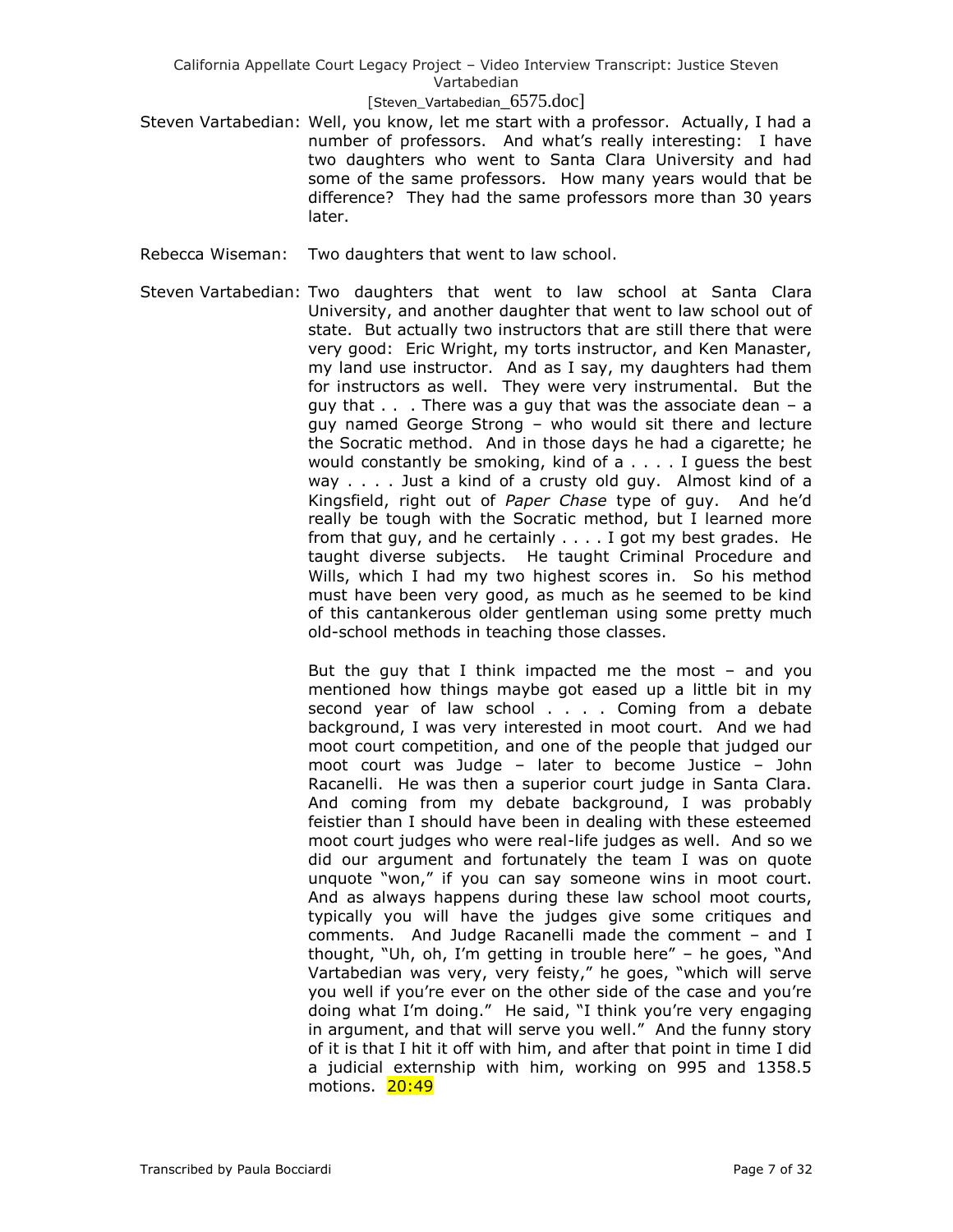Steven Vartabedian: Well, you know, let me start with a professor. Actually, I had a number of professors. And what's really interesting: I have two daughters who went to Santa Clara University and had some of the same professors. How many years would that be difference? They had the same professors more than 30 years later.

Rebecca Wiseman: Two daughters that went to law school.

Steven Vartabedian: Two daughters that went to law school at Santa Clara University, and another daughter that went to law school out of state. But actually two instructors that are still there that were very good: Eric Wright, my torts instructor, and Ken Manaster, my land use instructor. And as I say, my daughters had them for instructors as well. They were very instrumental. But the guy that . . . There was a guy that was the associate dean – a guy named George Strong – who would sit there and lecture the Socratic method. And in those days he had a cigarette; he would constantly be smoking, kind of a . . . . I guess the best way . . . . Just a kind of a crusty old guy. Almost kind of a Kingsfield, right out of *Paper Chase* type of guy. And he'd really be tough with the Socratic method, but I learned more from that guy, and he certainly . . . . I got my best grades. He taught diverse subjects. He taught Criminal Procedure and Wills, which I had my two highest scores in. So his method must have been very good, as much as he seemed to be kind of this cantankerous older gentleman using some pretty much old-school methods in teaching those classes.

But the guy that I think impacted me the most – and you mentioned how things maybe got eased up a little bit in my second year of law school . . . . Coming from a debate background, I was very interested in moot court. And we had moot court competition, and one of the people that judged our moot court was Judge – later to become Justice – John Racanelli. He was then a superior court judge in Santa Clara. And coming from my debate background, I was probably feistier than I should have been in dealing with these esteemed moot court judges who were real-life judges as well. And so we did our argument and fortunately the team I was on quote unquote "won," if you can say someone wins in moot court. And as always happens during these law school moot courts, typically you will have the judges give some critiques and comments. And Judge Racanelli made the comment – and I thought, "Uh, oh, I'm getting in trouble here" – he goes, "And Vartabedian was very, very feisty," he goes, "which will serve you well if you're ever on the other side of the case and you're doing what I'm doing." He said, "I think you're very engaging in argument, and that will serve you well." And the funny story of it is that I hit it off with him, and after that point in time I did a judicial externship with him, working on 995 and 1358.5 motions. 20:49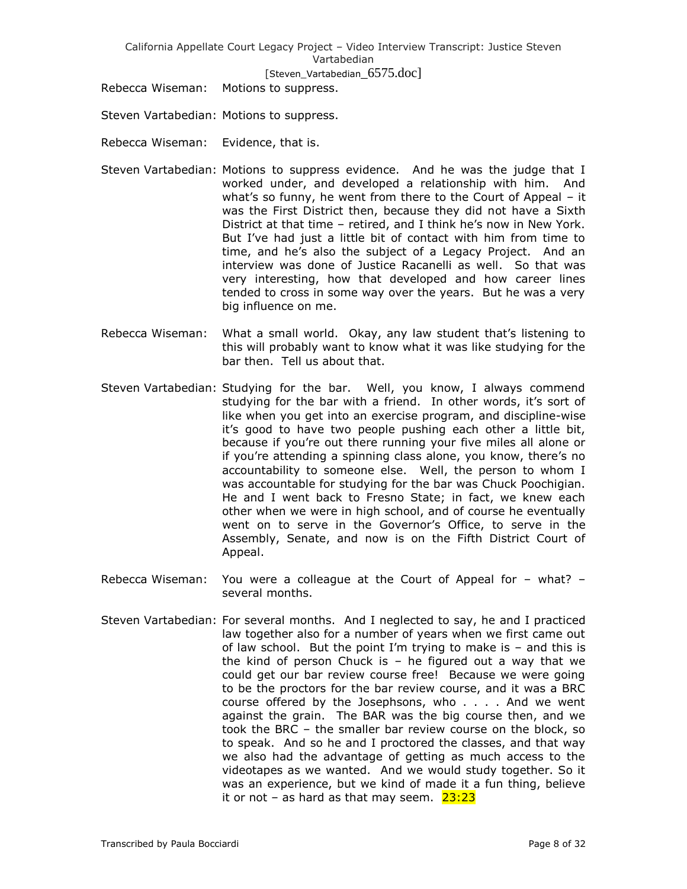Rebecca Wiseman: Motions to suppress.

Steven Vartabedian: Motions to suppress.

Rebecca Wiseman: Evidence, that is.

Steven Vartabedian: Motions to suppress evidence. And he was the judge that I worked under, and developed a relationship with him. And what's so funny, he went from there to the Court of Appeal – it was the First District then, because they did not have a Sixth District at that time – retired, and I think he's now in New York. But I've had just a little bit of contact with him from time to time, and he's also the subject of a Legacy Project. And an interview was done of Justice Racanelli as well. So that was very interesting, how that developed and how career lines tended to cross in some way over the years. But he was a very big influence on me.

Rebecca Wiseman: What a small world. Okay, any law student that's listening to this will probably want to know what it was like studying for the bar then. Tell us about that.

Steven Vartabedian: Studying for the bar. Well, you know, I always commend studying for the bar with a friend. In other words, it's sort of like when you get into an exercise program, and discipline-wise it's good to have two people pushing each other a little bit, because if you're out there running your five miles all alone or if you're attending a spinning class alone, you know, there's no accountability to someone else. Well, the person to whom I was accountable for studying for the bar was Chuck Poochigian. He and I went back to Fresno State; in fact, we knew each other when we were in high school, and of course he eventually went on to serve in the Governor's Office, to serve in the Assembly, Senate, and now is on the Fifth District Court of Appeal.

Rebecca Wiseman: You were a colleague at the Court of Appeal for – what? – several months.

Steven Vartabedian: For several months. And I neglected to say, he and I practiced law together also for a number of years when we first came out of law school. But the point I'm trying to make is – and this is the kind of person Chuck is – he figured out a way that we could get our bar review course free! Because we were going to be the proctors for the bar review course, and it was a BRC course offered by the Josephsons, who . . . . And we went against the grain. The BAR was the big course then, and we took the BRC – the smaller bar review course on the block, so to speak. And so he and I proctored the classes, and that way we also had the advantage of getting as much access to the videotapes as we wanted. And we would study together. So it was an experience, but we kind of made it a fun thing, believe it or not – as hard as that may seem. 23:23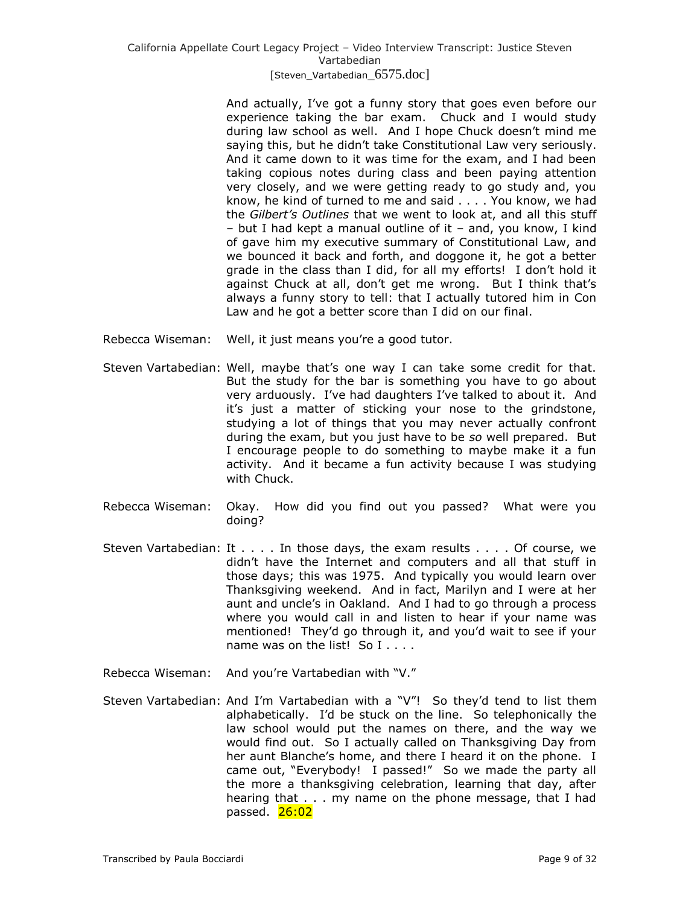And actually, I've got a funny story that goes even before our experience taking the bar exam. Chuck and I would study during law school as well. And I hope Chuck doesn't mind me saying this, but he didn't take Constitutional Law very seriously. And it came down to it was time for the exam, and I had been taking copious notes during class and been paying attention very closely, and we were getting ready to go study and, you know, he kind of turned to me and said . . . . You know, we had the *Gilbert's Outlines* that we went to look at, and all this stuff – but I had kept a manual outline of it – and, you know, I kind of gave him my executive summary of Constitutional Law, and we bounced it back and forth, and doggone it, he got a better grade in the class than I did, for all my efforts! I don't hold it against Chuck at all, don't get me wrong. But I think that's always a funny story to tell: that I actually tutored him in Con Law and he got a better score than I did on our final.

Rebecca Wiseman: Well, it just means you're a good tutor.

Steven Vartabedian: Well, maybe that's one way I can take some credit for that. But the study for the bar is something you have to go about very arduously. I've had daughters I've talked to about it. And it's just a matter of sticking your nose to the grindstone, studying a lot of things that you may never actually confront during the exam, but you just have to be *so* well prepared. But I encourage people to do something to maybe make it a fun activity. And it became a fun activity because I was studying with Chuck.

Rebecca Wiseman: Okay. How did you find out you passed? What were you doing?

Steven Vartabedian: It . . . . In those days, the exam results . . . . Of course, we didn't have the Internet and computers and all that stuff in those days; this was 1975. And typically you would learn over Thanksgiving weekend. And in fact, Marilyn and I were at her aunt and uncle's in Oakland. And I had to go through a process where you would call in and listen to hear if your name was mentioned! They'd go through it, and you'd wait to see if your name was on the list! So I . . . .

Rebecca Wiseman: And you're Vartabedian with "V."

Steven Vartabedian: And I'm Vartabedian with a "V"! So they'd tend to list them alphabetically. I'd be stuck on the line. So telephonically the law school would put the names on there, and the way we would find out. So I actually called on Thanksgiving Day from her aunt Blanche's home, and there I heard it on the phone. I came out, "Everybody! I passed!" So we made the party all the more a thanksgiving celebration, learning that day, after hearing that . . . my name on the phone message, that I had passed. 26:02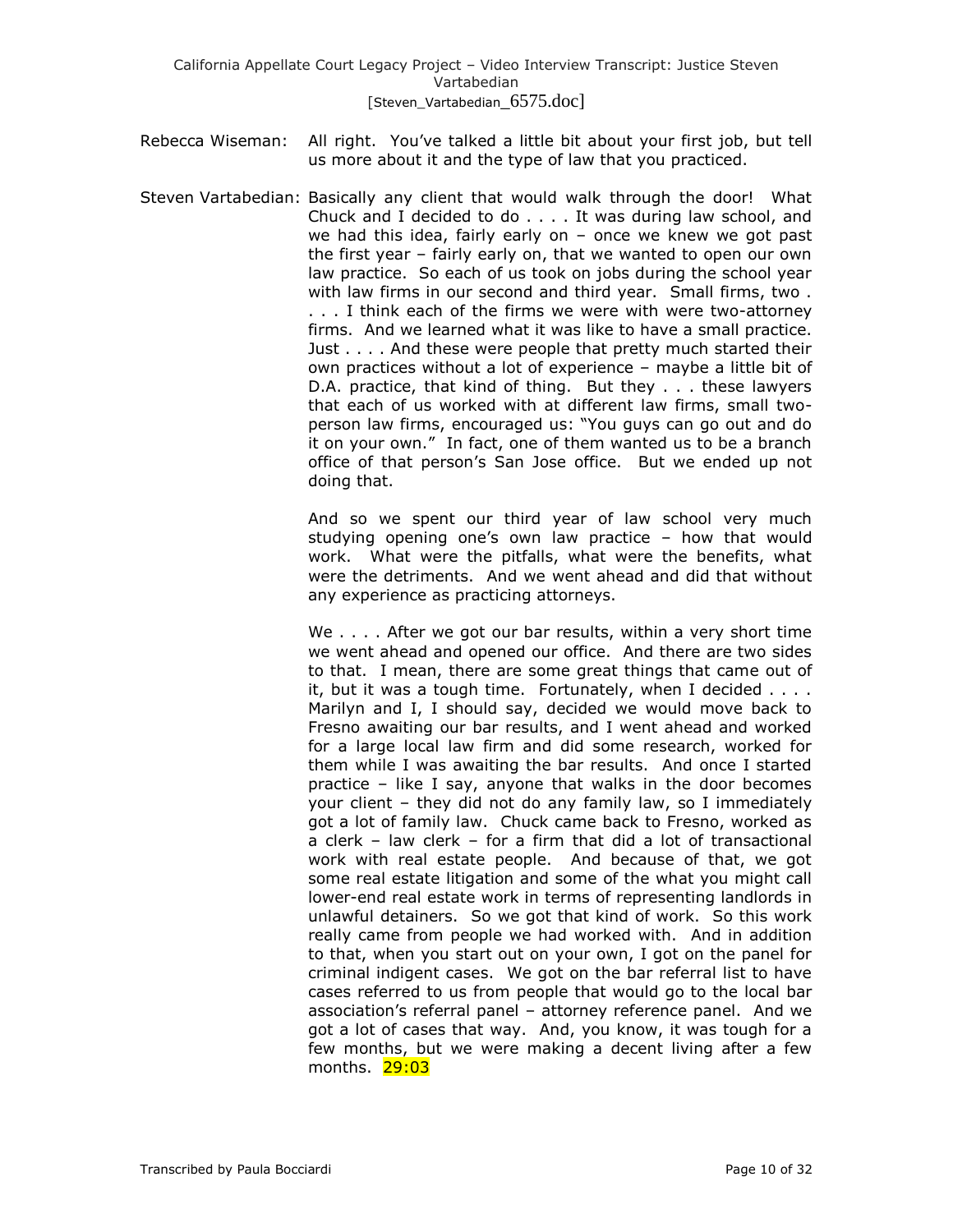Rebecca Wiseman: All right. You've talked a little bit about your first job, but tell us more about it and the type of law that you practiced.

Steven Vartabedian: Basically any client that would walk through the door! What Chuck and I decided to do . . . . It was during law school, and we had this idea, fairly early on – once we knew we got past the first year – fairly early on, that we wanted to open our own law practice. So each of us took on jobs during the school year with law firms in our second and third year. Small firms, two . . . . I think each of the firms we were with were two-attorney firms. And we learned what it was like to have a small practice. Just . . . . And these were people that pretty much started their own practices without a lot of experience – maybe a little bit of D.A. practice, that kind of thing. But they . . . these lawyers that each of us worked with at different law firms, small two-person law firms, encouraged us: "You guys can go out and do it on your own." In fact, one of them wanted us to be a branch office of that person's San Jose office. But we ended up not doing that.

And so we spent our third year of law school very much studying opening one's own law practice – how that would work. What were the pitfalls, what were the benefits, what were the detriments. And we went ahead and did that without any experience as practicing attorneys.

We . . . . After we got our bar results, within a very short time we went ahead and opened our office. And there are two sides to that. I mean, there are some great things that came out of it, but it was a tough time. Fortunately, when I decided . . . . Marilyn and I, I should say, decided we would move back to Fresno awaiting our bar results, and I went ahead and worked for a large local law firm and did some research, worked for them while I was awaiting the bar results. And once I started practice – like I say, anyone that walks in the door becomes your client – they did not do any family law, so I immediately got a lot of family law. Chuck came back to Fresno, worked as a clerk – law clerk – for a firm that did a lot of transactional work with real estate people. And because of that, we got some real estate litigation and some of the what you might call lower-end real estate work in terms of representing landlords in unlawful detainers. So we got that kind of work. So this work really came from people we had worked with. And in addition to that, when you start out on your own, I got on the panel for criminal indigent cases. We got on the bar referral list to have cases referred to us from people that would go to the local bar association's referral panel – attorney reference panel. And we got a lot of cases that way. And, you know, it was tough for a few months, but we were making a decent living after a few months. 29:03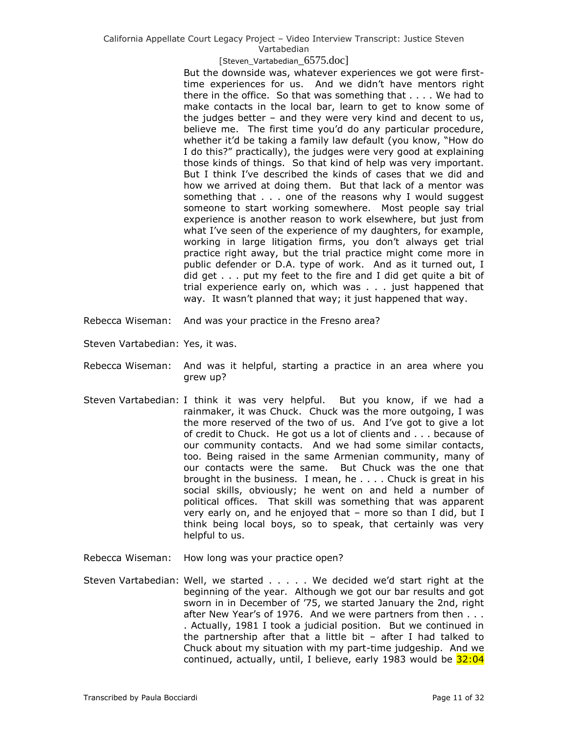But the downside was, whatever experiences we got were first-time experiences for us. And we didn't have mentors right there in the office. So that was something that . . . . We had to make contacts in the local bar, learn to get to know some of the judges better – and they were very kind and decent to us, believe me. The first time you'd do any particular procedure, whether it'd be taking a family law default (you know, "How do I do this?" practically), the judges were very good at explaining those kinds of things. So that kind of help was very important. But I think I've described the kinds of cases that we did and how we arrived at doing them. But that lack of a mentor was something that . . . one of the reasons why I would suggest someone to start working somewhere. Most people say trial experience is another reason to work elsewhere, but just from what I've seen of the experience of my daughters, for example, working in large litigation firms, you don't always get trial practice right away, but the trial practice might come more in public defender or D.A. type of work. And as it turned out, I did get . . . put my feet to the fire and I did get quite a bit of trial experience early on, which was . . . just happened that way. It wasn't planned that way; it just happened that way.

Rebecca Wiseman: And was your practice in the Fresno area?

Steven Vartabedian: Yes, it was.

Rebecca Wiseman: And was it helpful, starting a practice in an area where you grew up?

Steven Vartabedian: I think it was very helpful. But you know, if we had a rainmaker, it was Chuck. Chuck was the more outgoing, I was the more reserved of the two of us. And I've got to give a lot of credit to Chuck. He got us a lot of clients and . . . because of our community contacts. And we had some similar contacts, too. Being raised in the same Armenian community, many of our contacts were the same. But Chuck was the one that brought in the business. I mean, he . . . . Chuck is great in his social skills, obviously; he went on and held a number of political offices. That skill was something that was apparent very early on, and he enjoyed that – more so than I did, but I think being local boys, so to speak, that certainly was very helpful to us.

Rebecca Wiseman: How long was your practice open?

Steven Vartabedian: Well, we started . . . . . We decided we'd start right at the beginning of the year. Although we got our bar results and got sworn in in December of '75, we started January the 2nd, right after New Year's of 1976. And we were partners from then . . . . Actually, 1981 I took a judicial position. But we continued in the partnership after that a little bit – after I had talked to Chuck about my situation with my part-time judgeship. And we continued, actually, until, I believe, early 1983 would be 32:04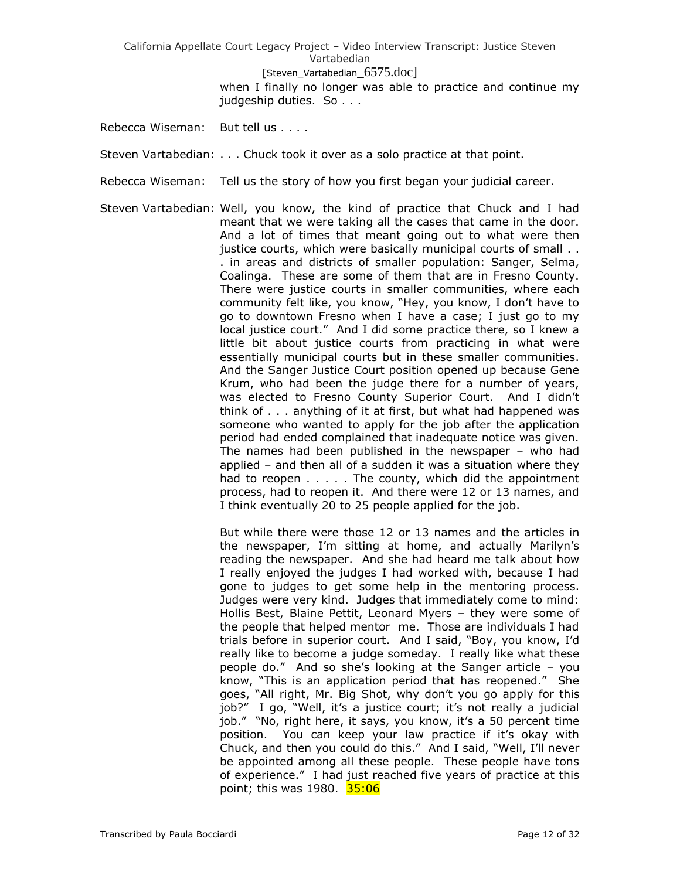when I finally no longer was able to practice and continue my judgeship duties. So . . .

Rebecca Wiseman: But tell us . . . .

Steven Vartabedian: . . . Chuck took it over as a solo practice at that point.

Rebecca Wiseman: Tell us the story of how you first began your judicial career.

Steven Vartabedian: Well, you know, the kind of practice that Chuck and I had meant that we were taking all the cases that came in the door. And a lot of times that meant going out to what were then justice courts, which were basically municipal courts of small . . . in areas and districts of smaller population: Sanger, Selma, Coalinga. These are some of them that are in Fresno County. There were justice courts in smaller communities, where each community felt like, you know, "Hey, you know, I don't have to go to downtown Fresno when I have a case; I just go to my local justice court." And I did some practice there, so I knew a little bit about justice courts from practicing in what were essentially municipal courts but in these smaller communities. And the Sanger Justice Court position opened up because Gene Krum, who had been the judge there for a number of years, was elected to Fresno County Superior Court. And I didn't think of . . . anything of it at first, but what had happened was someone who wanted to apply for the job after the application period had ended complained that inadequate notice was given. The names had been published in the newspaper – who had applied – and then all of a sudden it was a situation where they had to reopen . . . . . The county, which did the appointment process, had to reopen it. And there were 12 or 13 names, and I think eventually 20 to 25 people applied for the job.

But while there were those 12 or 13 names and the articles in the newspaper, I'm sitting at home, and actually Marilyn's reading the newspaper. And she had heard me talk about how I really enjoyed the judges I had worked with, because I had gone to judges to get some help in the mentoring process. Judges were very kind. Judges that immediately come to mind: Hollis Best, Blaine Pettit, Leonard Myers – they were some of the people that helped mentor me. Those are individuals I had trials before in superior court. And I said, "Boy, you know, I'd really like to become a judge someday. I really like what these people do." And so she's looking at the Sanger article – you know, "This is an application period that has reopened." She goes, "All right, Mr. Big Shot, why don't you go apply for this job?" I go, "Well, it's a justice court; it's not really a judicial job." "No, right here, it says, you know, it's a 50 percent time position. You can keep your law practice if it's okay with Chuck, and then you could do this." And I said, "Well, I'll never be appointed among all these people. These people have tons of experience." I had just reached five years of practice at this point; this was 1980. 35:06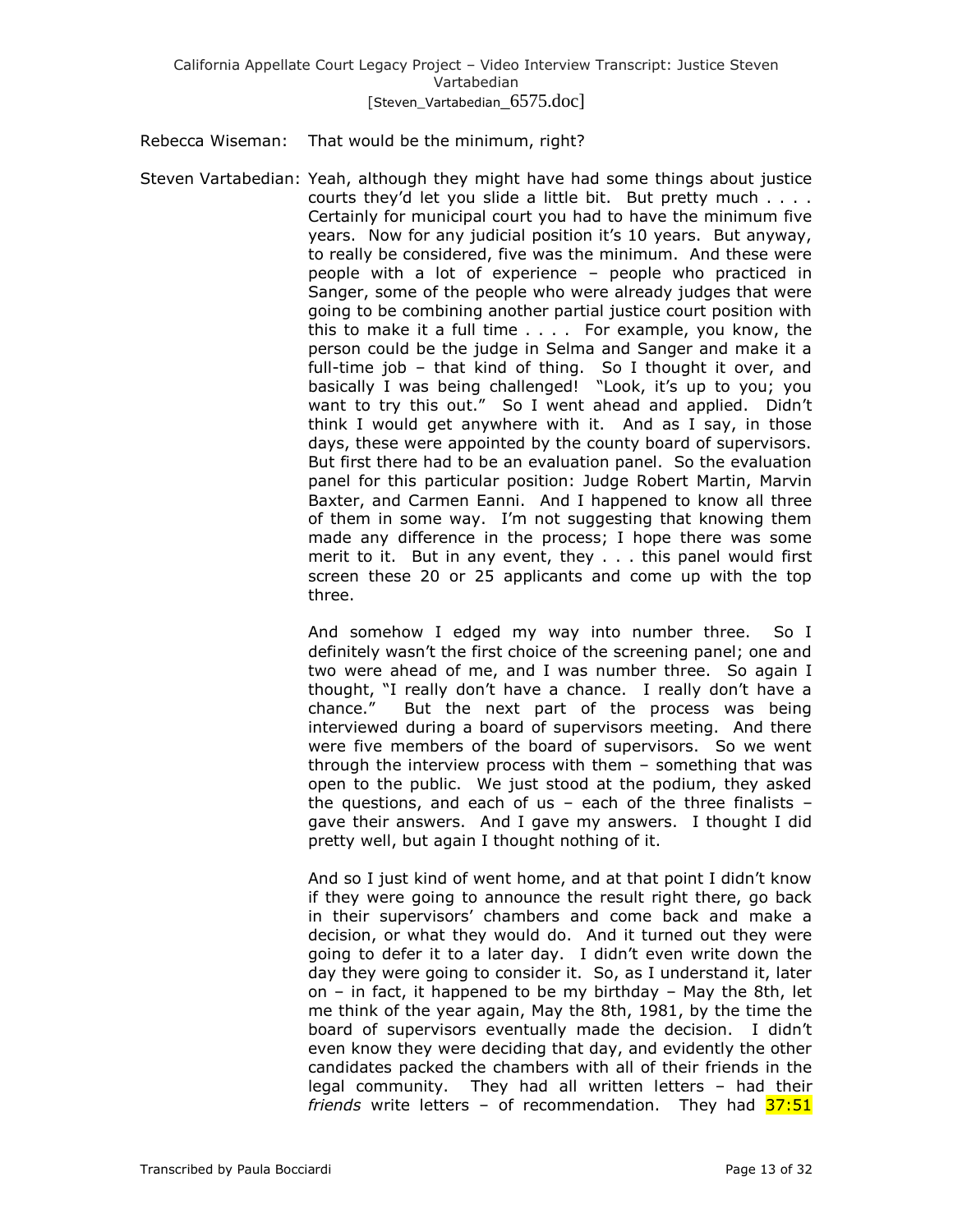Rebecca Wiseman: That would be the minimum, right?

Steven Vartabedian: Yeah, although they might have had some things about justice courts they'd let you slide a little bit. But pretty much . . . . Certainly for municipal court you had to have the minimum five years. Now for any judicial position it's 10 years. But anyway, to really be considered, five was the minimum. And these were people with a lot of experience – people who practiced in Sanger, some of the people who were already judges that were going to be combining another partial justice court position with this to make it a full time . . . . For example, you know, the person could be the judge in Selma and Sanger and make it a full-time job – that kind of thing. So I thought it over, and basically I was being challenged! "Look, it's up to you; you want to try this out." So I went ahead and applied. Didn't think I would get anywhere with it. And as I say, in those days, these were appointed by the county board of supervisors. But first there had to be an evaluation panel. So the evaluation panel for this particular position: Judge Robert Martin, Marvin Baxter, and Carmen Eanni. And I happened to know all three of them in some way. I'm not suggesting that knowing them made any difference in the process; I hope there was some merit to it. But in any event, they . . . this panel would first screen these 20 or 25 applicants and come up with the top three.

And somehow I edged my way into number three. So I definitely wasn't the first choice of the screening panel; one and two were ahead of me, and I was number three. So again I thought, "I really don't have a chance. I really don't have a chance." But the next part of the process was being interviewed during a board of supervisors meeting. And there were five members of the board of supervisors. So we went through the interview process with them – something that was open to the public. We just stood at the podium, they asked the questions, and each of us – each of the three finalists – gave their answers. And I gave my answers. I thought I did pretty well, but again I thought nothing of it.

And so I just kind of went home, and at that point I didn't know if they were going to announce the result right there, go back in their supervisors' chambers and come back and make a decision, or what they would do. And it turned out they were going to defer it to a later day. I didn't even write down the day they were going to consider it. So, as I understand it, later on – in fact, it happened to be my birthday – May the 8th, let me think of the year again, May the 8th, 1981, by the time the board of supervisors eventually made the decision. I didn't even know they were deciding that day, and evidently the other candidates packed the chambers with all of their friends in the legal community. They had all written letters – had their *friends* write letters – of recommendation. They had 37:51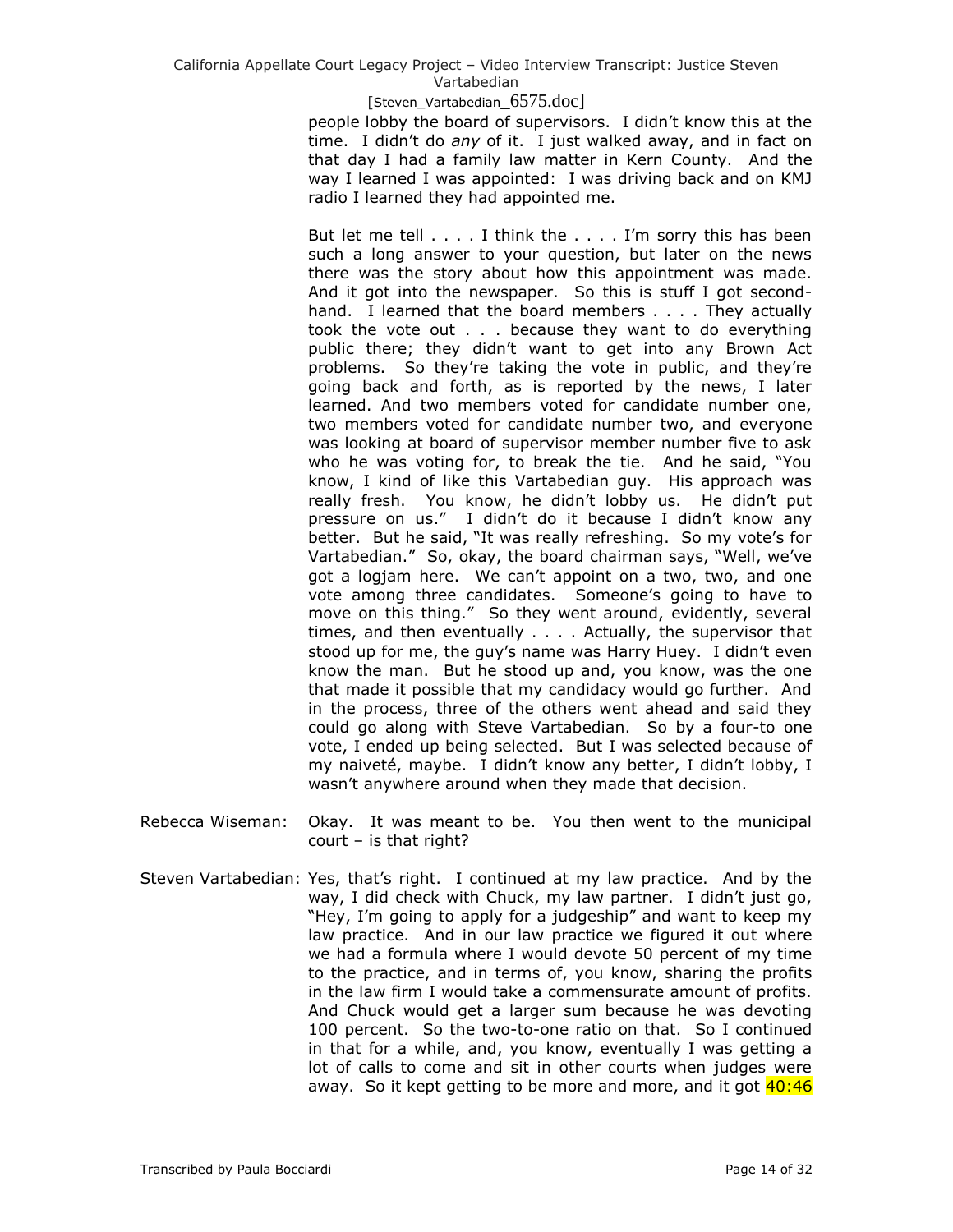people lobby the board of supervisors. I didn't know this at the time. I didn't do *any* of it. I just walked away, and in fact on that day I had a family law matter in Kern County. And the way I learned I was appointed: I was driving back and on KMJ radio I learned they had appointed me.

But let me tell . . . . I think the . . . . I'm sorry this has been such a long answer to your question, but later on the news there was the story about how this appointment was made. And it got into the newspaper. So this is stuff I got second-hand. I learned that the board members . . . . They actually took the vote out . . . because they want to do everything public there; they didn't want to get into any Brown Act problems. So they're taking the vote in public, and they're going back and forth, as is reported by the news, I later learned. And two members voted for candidate number one, two members voted for candidate number two, and everyone was looking at board of supervisor member number five to ask who he was voting for, to break the tie. And he said, "You know, I kind of like this Vartabedian guy. His approach was really fresh. You know, he didn't lobby us. He didn't put pressure on us." I didn't do it because I didn't know any better. But he said, "It was really refreshing. So my vote's for Vartabedian." So, okay, the board chairman says, "Well, we've got a logjam here. We can't appoint on a two, two, and one vote among three candidates. Someone's going to have to move on this thing." So they went around, evidently, several times, and then eventually . . . . Actually, the supervisor that stood up for me, the guy's name was Harry Huey. I didn't even know the man. But he stood up and, you know, was the one that made it possible that my candidacy would go further. And in the process, three of the others went ahead and said they could go along with Steve Vartabedian. So by a four-to one vote, I ended up being selected. But I was selected because of my naiveté, maybe. I didn't know any better, I didn't lobby, I wasn't anywhere around when they made that decision.

Rebecca Wiseman: Okay. It was meant to be. You then went to the municipal court – is that right?

Steven Vartabedian: Yes, that's right. I continued at my law practice. And by the way, I did check with Chuck, my law partner. I didn't just go, "Hey, I'm going to apply for a judgeship" and want to keep my law practice. And in our law practice we figured it out where we had a formula where I would devote 50 percent of my time to the practice, and in terms of, you know, sharing the profits in the law firm I would take a commensurate amount of profits. And Chuck would get a larger sum because he was devoting 100 percent. So the two-to-one ratio on that. So I continued in that for a while, and, you know, eventually I was getting a lot of calls to come and sit in other courts when judges were away. So it kept getting to be more and more, and it got 40:46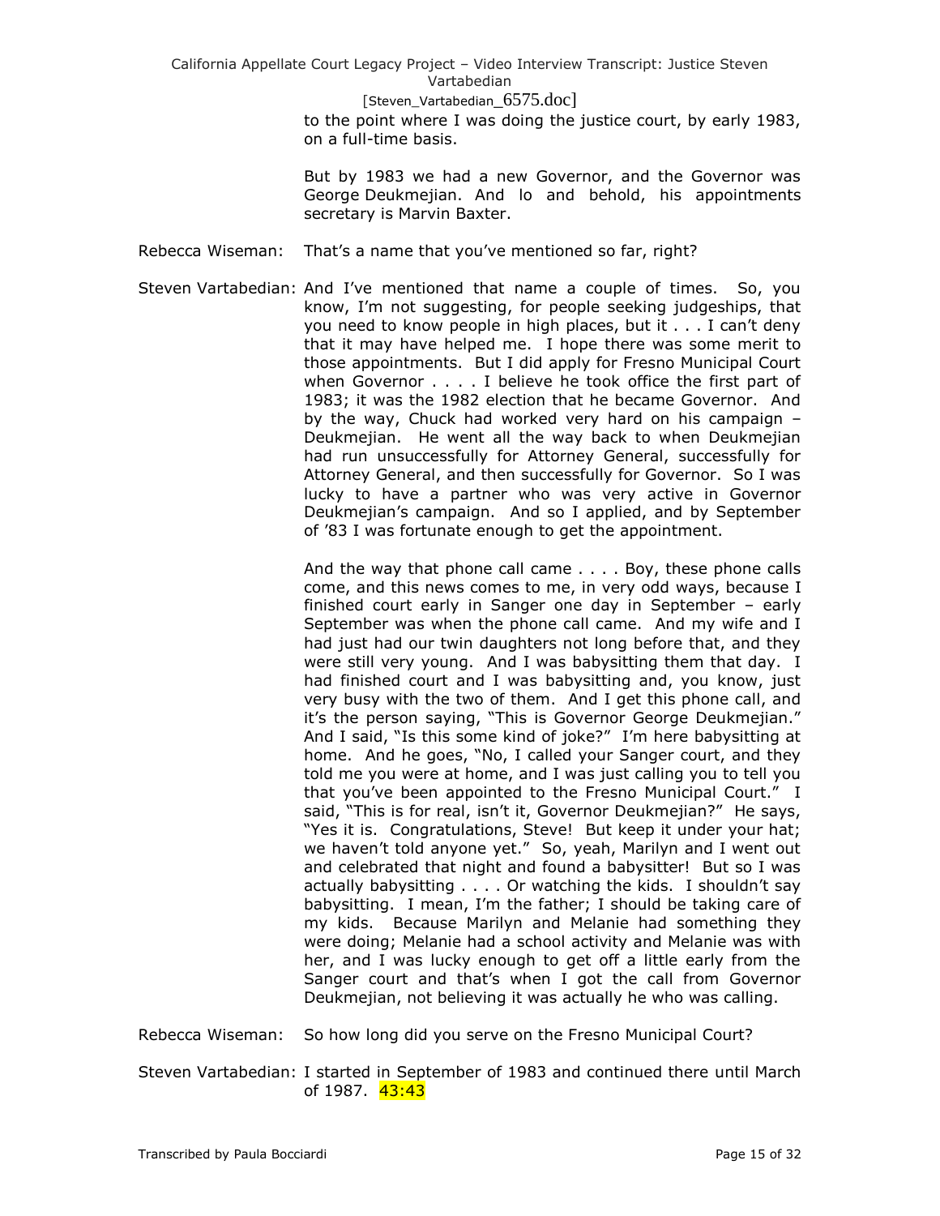to the point where I was doing the justice court, by early 1983, on a full-time basis.

But by 1983 we had a new Governor, and the Governor was George Deukmejian. And lo and behold, his appointments secretary is Marvin Baxter.

Rebecca Wiseman: That's a name that you've mentioned so far, right?

Steven Vartabedian: And I've mentioned that name a couple of times. So, you know, I'm not suggesting, for people seeking judgeships, that you need to know people in high places, but it . . . I can't deny that it may have helped me. I hope there was some merit to those appointments. But I did apply for Fresno Municipal Court when Governor . . . . I believe he took office the first part of 1983; it was the 1982 election that he became Governor. And by the way, Chuck had worked very hard on his campaign – Deukmejian. He went all the way back to when Deukmejian had run unsuccessfully for Attorney General, successfully for Attorney General, and then successfully for Governor. So I was lucky to have a partner who was very active in Governor Deukmejian's campaign. And so I applied, and by September of '83 I was fortunate enough to get the appointment.

And the way that phone call came . . . . Boy, these phone calls come, and this news comes to me, in very odd ways, because I finished court early in Sanger one day in September – early September was when the phone call came. And my wife and I had just had our twin daughters not long before that, and they were still very young. And I was babysitting them that day. I had finished court and I was babysitting and, you know, just very busy with the two of them. And I get this phone call, and it's the person saying, "This is Governor George Deukmejian." And I said, "Is this some kind of joke?" I'm here babysitting at home. And he goes, "No, I called your Sanger court, and they told me you were at home, and I was just calling you to tell you that you've been appointed to the Fresno Municipal Court." I said, "This is for real, isn't it, Governor Deukmejian?" He says, "Yes it is. Congratulations, Steve! But keep it under your hat; we haven't told anyone yet." So, yeah, Marilyn and I went out and celebrated that night and found a babysitter! But so I was actually babysitting . . . . Or watching the kids. I shouldn't say babysitting. I mean, I'm the father; I should be taking care of my kids. Because Marilyn and Melanie had something they were doing; Melanie had a school activity and Melanie was with her, and I was lucky enough to get off a little early from the Sanger court and that's when I got the call from Governor Deukmejian, not believing it was actually he who was calling.

Rebecca Wiseman: So how long did you serve on the Fresno Municipal Court?

Steven Vartabedian: I started in September of 1983 and continued there until March of 1987. 43:43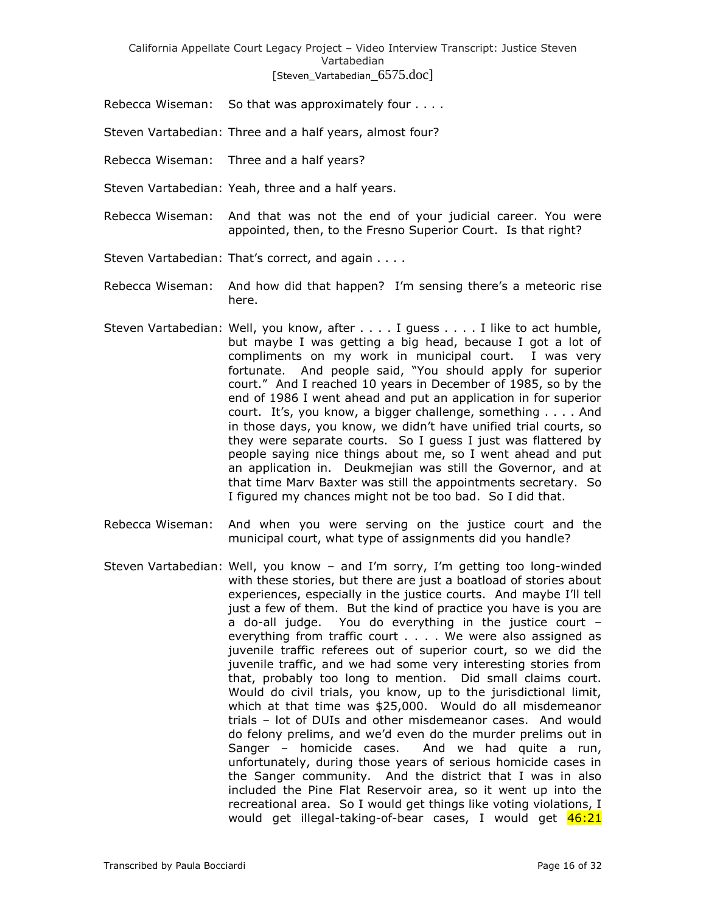Rebecca Wiseman: So that was approximately four . . . .

Steven Vartabedian: Three and a half years, almost four?

Rebecca Wiseman: Three and a half years?

Steven Vartabedian: Yeah, three and a half years.

Rebecca Wiseman: And that was not the end of your judicial career. You were appointed, then, to the Fresno Superior Court. Is that right?

Steven Vartabedian: That's correct, and again . . . .

Rebecca Wiseman: And how did that happen? I'm sensing there's a meteoric rise here.

Steven Vartabedian: Well, you know, after . . . . I guess . . . . I like to act humble, but maybe I was getting a big head, because I got a lot of compliments on my work in municipal court. I was very fortunate. And people said, "You should apply for superior court." And I reached 10 years in December of 1985, so by the end of 1986 I went ahead and put an application in for superior court. It's, you know, a bigger challenge, something . . . . And in those days, you know, we didn't have unified trial courts, so they were separate courts. So I guess I just was flattered by people saying nice things about me, so I went ahead and put an application in. Deukmejian was still the Governor, and at that time Marv Baxter was still the appointments secretary. So I figured my chances might not be too bad. So I did that.

Rebecca Wiseman: And when you were serving on the justice court and the municipal court, what type of assignments did you handle?

Steven Vartabedian: Well, you know – and I'm sorry, I'm getting too long-winded with these stories, but there are just a boatload of stories about experiences, especially in the justice courts. And maybe I'll tell just a few of them. But the kind of practice you have is you are a do-all judge. You do everything in the justice court – everything from traffic court . . . . We were also assigned as juvenile traffic referees out of superior court, so we did the juvenile traffic, and we had some very interesting stories from that, probably too long to mention. Did small claims court. Would do civil trials, you know, up to the jurisdictional limit, which at that time was $25,000. Would do all misdemeanor trials – lot of DUIs and other misdemeanor cases. And would do felony prelims, and we'd even do the murder prelims out in Sanger – homicide cases. And we had quite a run, unfortunately, during those years of serious homicide cases in the Sanger community. And the district that I was in also included the Pine Flat Reservoir area, so it went up into the recreational area. So I would get things like voting violations, I would get illegal-taking-of-bear cases, I would get 46:21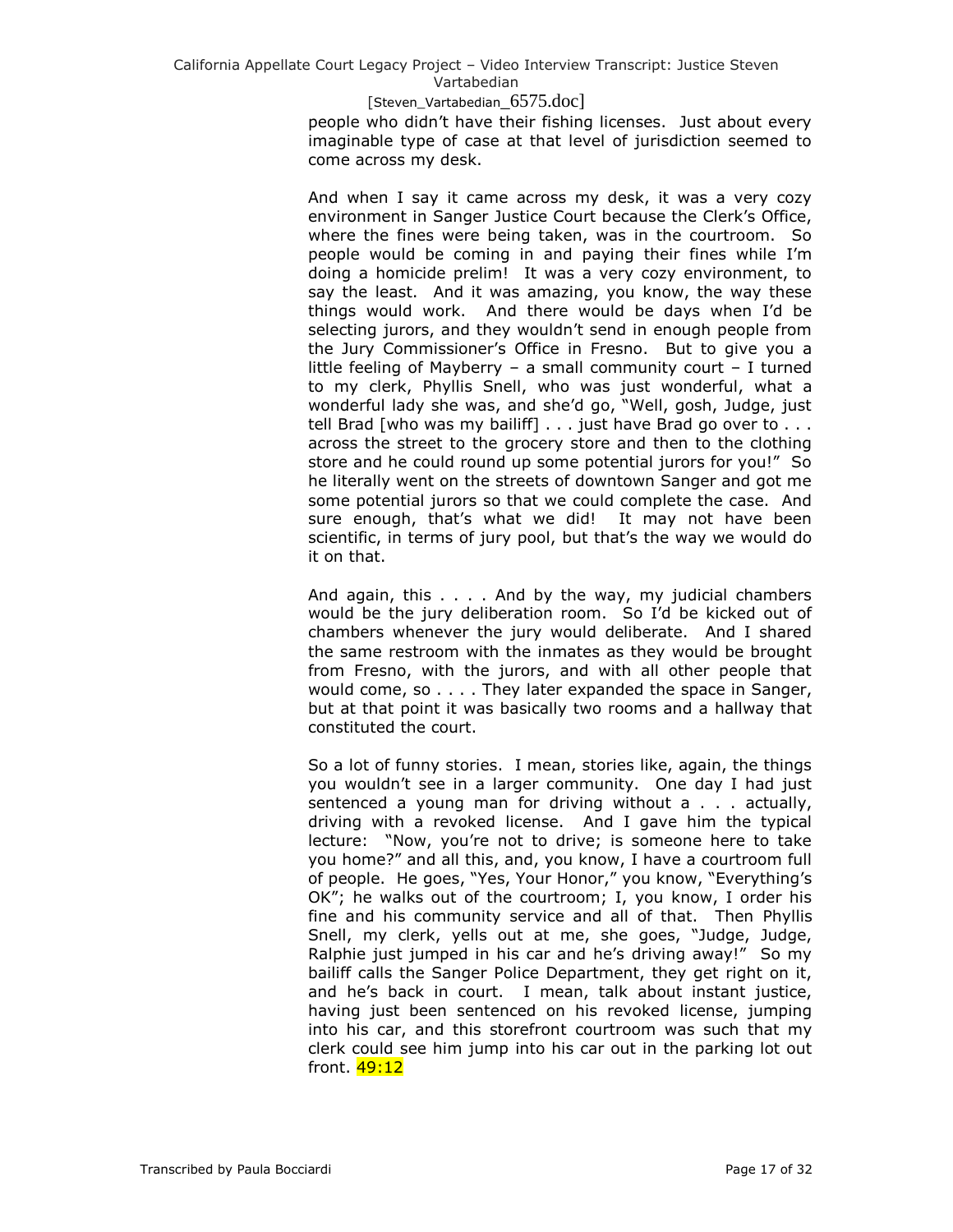people who didn't have their fishing licenses. Just about every imaginable type of case at that level of jurisdiction seemed to come across my desk.

And when I say it came across my desk, it was a very cozy environment in Sanger Justice Court because the Clerk's Office, where the fines were being taken, was in the courtroom. So people would be coming in and paying their fines while I'm doing a homicide prelim! It was a very cozy environment, to say the least. And it was amazing, you know, the way these things would work. And there would be days when I'd be selecting jurors, and they wouldn't send in enough people from the Jury Commissioner's Office in Fresno. But to give you a little feeling of Mayberry – a small community court – I turned to my clerk, Phyllis Snell, who was just wonderful, what a wonderful lady she was, and she'd go, "Well, gosh, Judge, just tell Brad [who was my bailiff] . . . just have Brad go over to . . . across the street to the grocery store and then to the clothing store and he could round up some potential jurors for you!" So he literally went on the streets of downtown Sanger and got me some potential jurors so that we could complete the case. And sure enough, that's what we did! It may not have been scientific, in terms of jury pool, but that's the way we would do it on that.

And again, this . . . . And by the way, my judicial chambers would be the jury deliberation room. So I'd be kicked out of chambers whenever the jury would deliberate. And I shared the same restroom with the inmates as they would be brought from Fresno, with the jurors, and with all other people that would come, so . . . . They later expanded the space in Sanger, but at that point it was basically two rooms and a hallway that constituted the court.

So a lot of funny stories. I mean, stories like, again, the things you wouldn't see in a larger community. One day I had just sentenced a young man for driving without a . . . actually, driving with a revoked license. And I gave him the typical lecture: "Now, you're not to drive; is someone here to take you home?" and all this, and, you know, I have a courtroom full of people. He goes, "Yes, Your Honor," you know, "Everything's OK"; he walks out of the courtroom; I, you know, I order his fine and his community service and all of that. Then Phyllis Snell, my clerk, yells out at me, she goes, "Judge, Judge, Ralphie just jumped in his car and he's driving away!" So my bailiff calls the Sanger Police Department, they get right on it, and he's back in court. I mean, talk about instant justice, having just been sentenced on his revoked license, jumping into his car, and this storefront courtroom was such that my clerk could see him jump into his car out in the parking lot out front. 49:12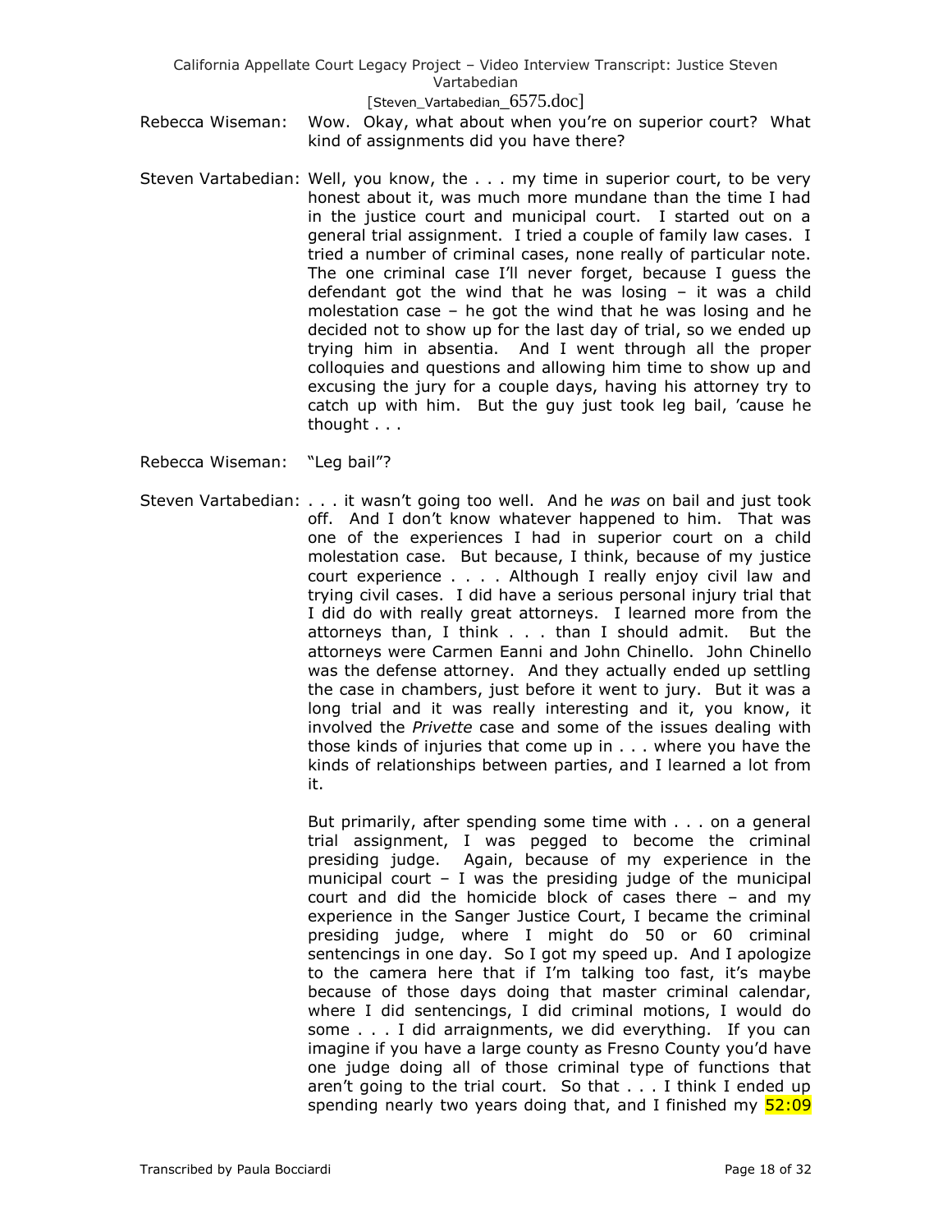Rebecca Wiseman: Wow. Okay, what about when you're on superior court? What kind of assignments did you have there?

Steven Vartabedian: Well, you know, the . . . my time in superior court, to be very honest about it, was much more mundane than the time I had in the justice court and municipal court. I started out on a general trial assignment. I tried a couple of family law cases. I tried a number of criminal cases, none really of particular note. The one criminal case I'll never forget, because I guess the defendant got the wind that he was losing – it was a child molestation case – he got the wind that he was losing and he decided not to show up for the last day of trial, so we ended up trying him in absentia. And I went through all the proper colloquies and questions and allowing him time to show up and excusing the jury for a couple days, having his attorney try to catch up with him. But the guy just took leg bail, 'cause he thought . . .

Rebecca Wiseman: "Leg bail"?

Steven Vartabedian: . . . it wasn't going too well. And he *was* on bail and just took off. And I don't know whatever happened to him. That was one of the experiences I had in superior court on a child molestation case. But because, I think, because of my justice court experience . . . . Although I really enjoy civil law and trying civil cases. I did have a serious personal injury trial that I did do with really great attorneys. I learned more from the attorneys than, I think . . . than I should admit. But the attorneys were Carmen Eanni and John Chinello. John Chinello was the defense attorney. And they actually ended up settling the case in chambers, just before it went to jury. But it was a long trial and it was really interesting and it, you know, it involved the *Privette* case and some of the issues dealing with those kinds of injuries that come up in . . . where you have the kinds of relationships between parties, and I learned a lot from it.

But primarily, after spending some time with . . . on a general trial assignment, I was pegged to become the criminal presiding judge. Again, because of my experience in the municipal court – I was the presiding judge of the municipal court and did the homicide block of cases there – and my experience in the Sanger Justice Court, I became the criminal presiding judge, where I might do 50 or 60 criminal sentencings in one day. So I got my speed up. And I apologize to the camera here that if I'm talking too fast, it's maybe because of those days doing that master criminal calendar, where I did sentencings, I did criminal motions, I would do some . . . I did arraignments, we did everything. If you can imagine if you have a large county as Fresno County you'd have one judge doing all of those criminal type of functions that aren't going to the trial court. So that . . . I think I ended up spending nearly two years doing that, and I finished my 52:09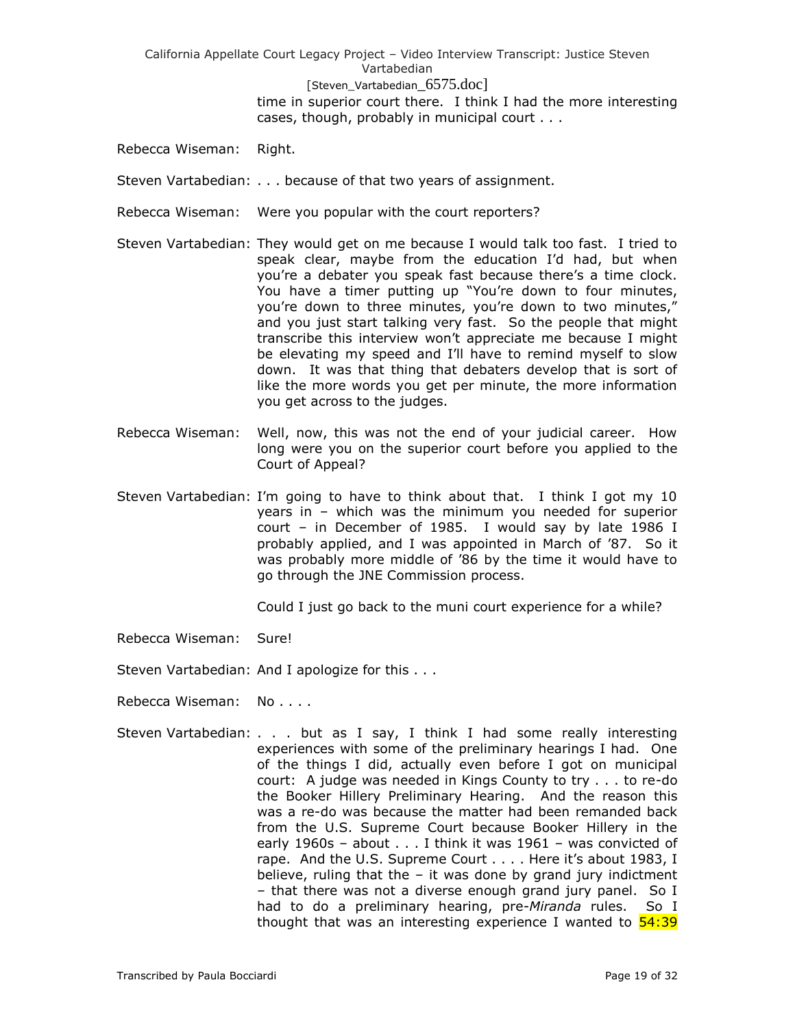time in superior court there. I think I had the more interesting cases, though, probably in municipal court . . .

Rebecca Wiseman: Right.

Steven Vartabedian: . . . because of that two years of assignment.

Rebecca Wiseman: Were you popular with the court reporters?

Steven Vartabedian: They would get on me because I would talk too fast. I tried to speak clear, maybe from the education I'd had, but when you're a debater you speak fast because there's a time clock. You have a timer putting up "You're down to four minutes, you're down to three minutes, you're down to two minutes," and you just start talking very fast. So the people that might transcribe this interview won't appreciate me because I might be elevating my speed and I'll have to remind myself to slow down. It was that thing that debaters develop that is sort of like the more words you get per minute, the more information you get across to the judges.

Rebecca Wiseman: Well, now, this was not the end of your judicial career. How long were you on the superior court before you applied to the Court of Appeal?

Steven Vartabedian: I'm going to have to think about that. I think I got my 10 years in – which was the minimum you needed for superior court – in December of 1985. I would say by late 1986 I probably applied, and I was appointed in March of '87. So it was probably more middle of '86 by the time it would have to go through the JNE Commission process.

Could I just go back to the muni court experience for a while?

Rebecca Wiseman: Sure!

Steven Vartabedian: And I apologize for this . . .

Rebecca Wiseman: No . . . .

Steven Vartabedian: . . . but as I say, I think I had some really interesting experiences with some of the preliminary hearings I had. One of the things I did, actually even before I got on municipal court: A judge was needed in Kings County to try . . . to re-do the Booker Hillery Preliminary Hearing. And the reason this was a re-do was because the matter had been remanded back from the U.S. Supreme Court because Booker Hillery in the early 1960s – about . . . I think it was 1961 – was convicted of rape. And the U.S. Supreme Court . . . . Here it's about 1983, I believe, ruling that the – it was done by grand jury indictment – that there was not a diverse enough grand jury panel. So I had to do a preliminary hearing, pre-*Miranda* rules. So I thought that was an interesting experience I wanted to 54:39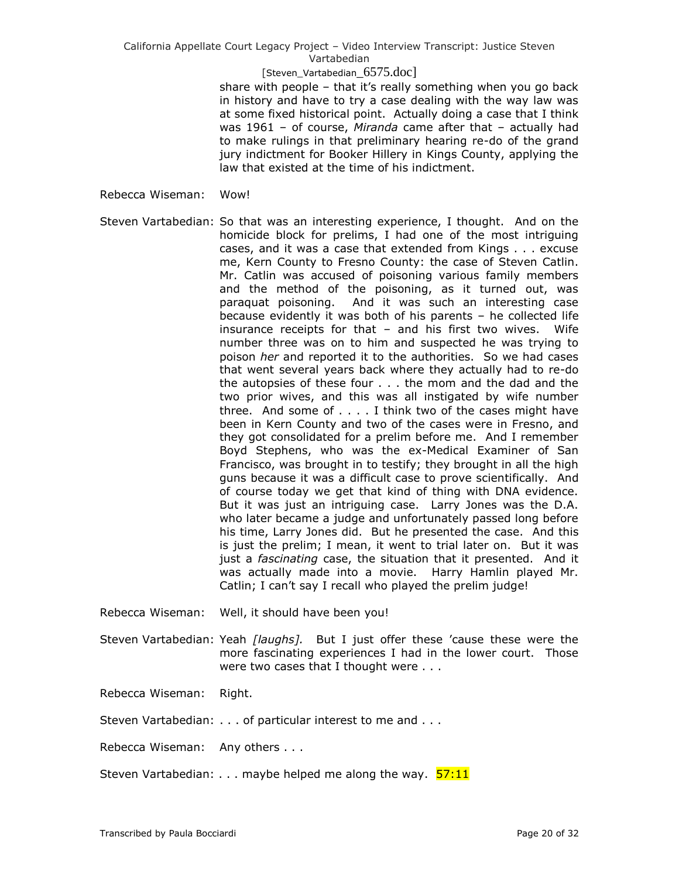share with people – that it's really something when you go back in history and have to try a case dealing with the way law was at some fixed historical point. Actually doing a case that I think was 1961 – of course, *Miranda* came after that – actually had to make rulings in that preliminary hearing re-do of the grand jury indictment for Booker Hillery in Kings County, applying the law that existed at the time of his indictment.

Rebecca Wiseman: Wow!

Steven Vartabedian: So that was an interesting experience, I thought. And on the homicide block for prelims, I had one of the most intriguing cases, and it was a case that extended from Kings . . . excuse me, Kern County to Fresno County: the case of Steven Catlin. Mr. Catlin was accused of poisoning various family members and the method of the poisoning, as it turned out, was paraquat poisoning. And it was such an interesting case because evidently it was both of his parents – he collected life insurance receipts for that – and his first two wives. Wife number three was on to him and suspected he was trying to poison *her* and reported it to the authorities. So we had cases that went several years back where they actually had to re-do the autopsies of these four . . . the mom and the dad and the two prior wives, and this was all instigated by wife number three. And some of . . . . I think two of the cases might have been in Kern County and two of the cases were in Fresno, and they got consolidated for a prelim before me. And I remember Boyd Stephens, who was the ex-Medical Examiner of San Francisco, was brought in to testify; they brought in all the high guns because it was a difficult case to prove scientifically. And of course today we get that kind of thing with DNA evidence. But it was just an intriguing case. Larry Jones was the D.A. who later became a judge and unfortunately passed long before his time, Larry Jones did. But he presented the case. And this is just the prelim; I mean, it went to trial later on. But it was just a *fascinating* case, the situation that it presented. And it was actually made into a movie. Harry Hamlin played Mr. Catlin; I can't say I recall who played the prelim judge!

Rebecca Wiseman: Well, it should have been you!

Steven Vartabedian: Yeah *[laughs].* But I just offer these 'cause these were the more fascinating experiences I had in the lower court. Those were two cases that I thought were . . .

Rebecca Wiseman: Right.

Steven Vartabedian: . . . of particular interest to me and . . .

Rebecca Wiseman: Any others . . .

Steven Vartabedian: . . . maybe helped me along the way. 57:11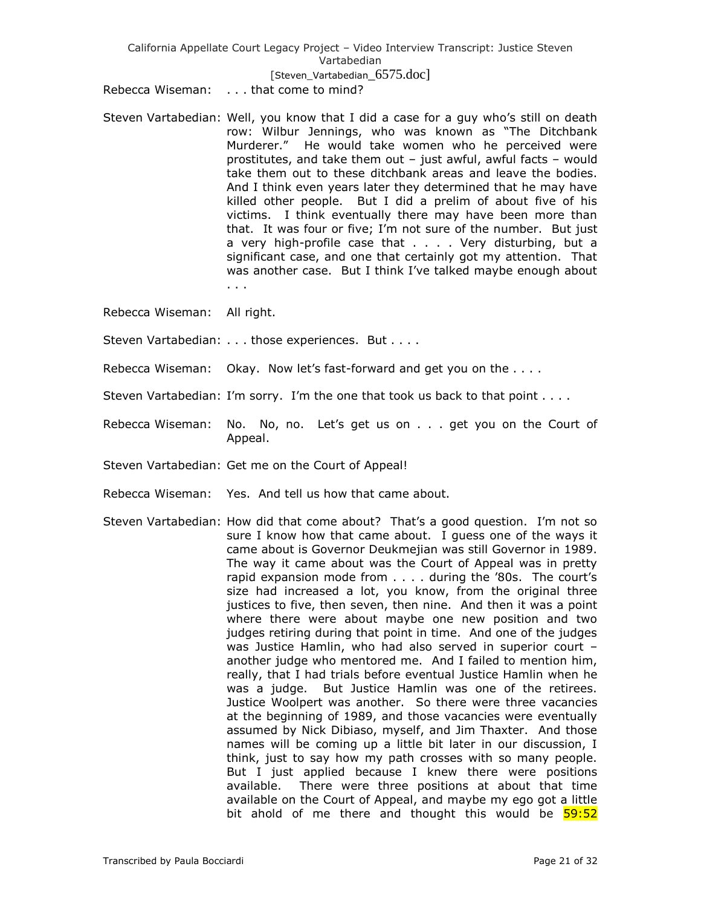Rebecca Wiseman: . . . that come to mind?

Steven Vartabedian: Well, you know that I did a case for a guy who's still on death row: Wilbur Jennings, who was known as "The Ditchbank Murderer." He would take women who he perceived were prostitutes, and take them out – just awful, awful facts – would take them out to these ditchbank areas and leave the bodies. And I think even years later they determined that he may have killed other people. But I did a prelim of about five of his victims. I think eventually there may have been more than that. It was four or five; I'm not sure of the number. But just a very high-profile case that . . . . Very disturbing, but a significant case, and one that certainly got my attention. That was another case. But I think I've talked maybe enough about . . .

Rebecca Wiseman: All right.

Steven Vartabedian: . . . those experiences. But . . . .

Rebecca Wiseman: Okay. Now let's fast-forward and get you on the . . . .

Steven Vartabedian: I'm sorry. I'm the one that took us back to that point . . . .

Rebecca Wiseman: No. No, no. Let's get us on . . . get you on the Court of Appeal.

Steven Vartabedian: Get me on the Court of Appeal!

Rebecca Wiseman: Yes. And tell us how that came about.

Steven Vartabedian: How did that come about? That's a good question. I'm not so sure I know how that came about. I guess one of the ways it came about is Governor Deukmejian was still Governor in 1989. The way it came about was the Court of Appeal was in pretty rapid expansion mode from . . . . during the '80s. The court's size had increased a lot, you know, from the original three justices to five, then seven, then nine. And then it was a point where there were about maybe one new position and two judges retiring during that point in time. And one of the judges was Justice Hamlin, who had also served in superior court – another judge who mentored me. And I failed to mention him, really, that I had trials before eventual Justice Hamlin when he was a judge. But Justice Hamlin was one of the retirees. Justice Woolpert was another. So there were three vacancies at the beginning of 1989, and those vacancies were eventually assumed by Nick Dibiaso, myself, and Jim Thaxter. And those names will be coming up a little bit later in our discussion, I think, just to say how my path crosses with so many people. But I just applied because I knew there were positions available. There were three positions at about that time available on the Court of Appeal, and maybe my ego got a little bit ahold of me there and thought this would be 59:52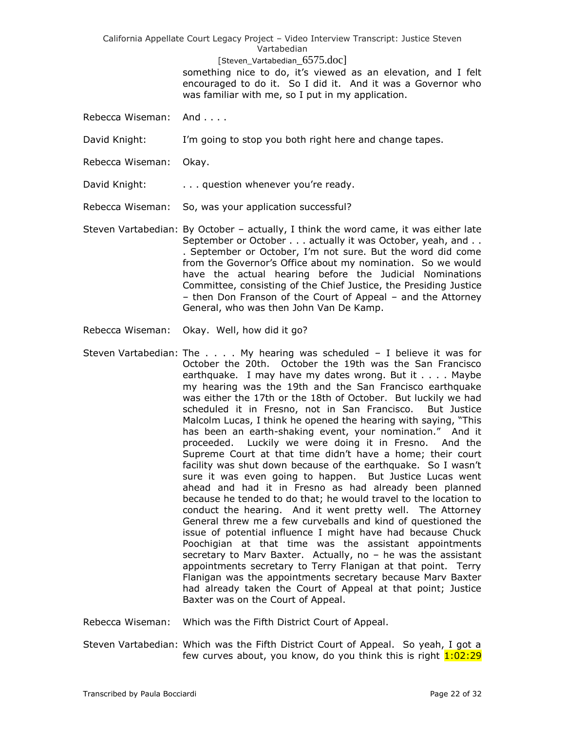something nice to do, it's viewed as an elevation, and I felt encouraged to do it. So I did it. And it was a Governor who was familiar with me, so I put in my application.

Rebecca Wiseman: And . . . .

David Knight: I'm going to stop you both right here and change tapes.

Rebecca Wiseman: Okay.

David Knight: . . . question whenever you're ready.

Rebecca Wiseman: So, was your application successful?

Steven Vartabedian: By October – actually, I think the word came, it was either late September or October . . . actually it was October, yeah, and . . . September or October, I'm not sure. But the word did come from the Governor's Office about my nomination. So we would have the actual hearing before the Judicial Nominations Committee, consisting of the Chief Justice, the Presiding Justice – then Don Franson of the Court of Appeal – and the Attorney General, who was then John Van De Kamp.

Rebecca Wiseman: Okay. Well, how did it go?

Steven Vartabedian: The . . . . My hearing was scheduled – I believe it was for October the 20th. October the 19th was the San Francisco earthquake. I may have my dates wrong. But it . . . . Maybe my hearing was the 19th and the San Francisco earthquake was either the 17th or the 18th of October. But luckily we had scheduled it in Fresno, not in San Francisco. But Justice Malcolm Lucas, I think he opened the hearing with saying, "This has been an earth-shaking event, your nomination." And it proceeded. Luckily we were doing it in Fresno. And the Supreme Court at that time didn't have a home; their court facility was shut down because of the earthquake. So I wasn't sure it was even going to happen. But Justice Lucas went ahead and had it in Fresno as had already been planned because he tended to do that; he would travel to the location to conduct the hearing. And it went pretty well. The Attorney General threw me a few curveballs and kind of questioned the issue of potential influence I might have had because Chuck Poochigian at that time was the assistant appointments secretary to Marv Baxter. Actually, no – he was the assistant appointments secretary to Terry Flanigan at that point. Terry Flanigan was the appointments secretary because Marv Baxter had already taken the Court of Appeal at that point; Justice Baxter was on the Court of Appeal.

Rebecca Wiseman: Which was the Fifth District Court of Appeal.

Steven Vartabedian: Which was the Fifth District Court of Appeal. So yeah, I got a few curves about, you know, do you think this is right 1:02:29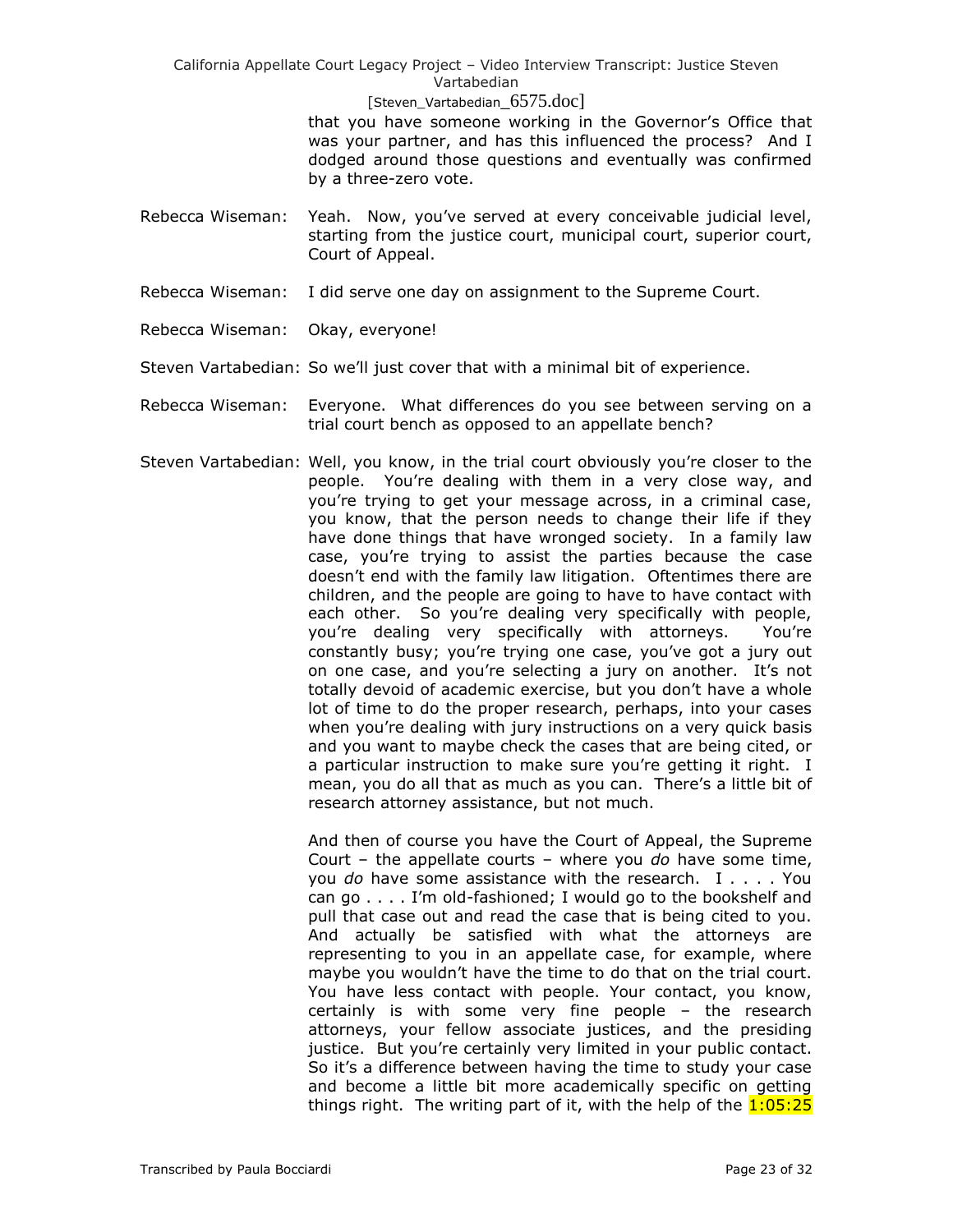that you have someone working in the Governor's Office that was your partner, and has this influenced the process? And I dodged around those questions and eventually was confirmed by a three-zero vote.

Rebecca Wiseman: Yeah. Now, you've served at every conceivable judicial level, starting from the justice court, municipal court, superior court, Court of Appeal.

Rebecca Wiseman: I did serve one day on assignment to the Supreme Court.

Rebecca Wiseman: Okay, everyone!

Steven Vartabedian: So we'll just cover that with a minimal bit of experience.

Rebecca Wiseman: Everyone. What differences do you see between serving on a trial court bench as opposed to an appellate bench?

Steven Vartabedian: Well, you know, in the trial court obviously you're closer to the people. You're dealing with them in a very close way, and you're trying to get your message across, in a criminal case, you know, that the person needs to change their life if they have done things that have wronged society. In a family law case, you're trying to assist the parties because the case doesn't end with the family law litigation. Oftentimes there are children, and the people are going to have to have contact with each other. So you're dealing very specifically with people, you're dealing very specifically with attorneys. You're constantly busy; you're trying one case, you've got a jury out on one case, and you're selecting a jury on another. It's not totally devoid of academic exercise, but you don't have a whole lot of time to do the proper research, perhaps, into your cases when you're dealing with jury instructions on a very quick basis and you want to maybe check the cases that are being cited, or a particular instruction to make sure you're getting it right. I mean, you do all that as much as you can. There's a little bit of research attorney assistance, but not much.

And then of course you have the Court of Appeal, the Supreme Court – the appellate courts – where you *do* have some time, you *do* have some assistance with the research. I . . . . You can go . . . . I'm old-fashioned; I would go to the bookshelf and pull that case out and read the case that is being cited to you. And actually be satisfied with what the attorneys are representing to you in an appellate case, for example, where maybe you wouldn't have the time to do that on the trial court. You have less contact with people. Your contact, you know, certainly is with some very fine people – the research attorneys, your fellow associate justices, and the presiding justice. But you're certainly very limited in your public contact. So it's a difference between having the time to study your case and become a little bit more academically specific on getting things right. The writing part of it, with the help of the 1:05:25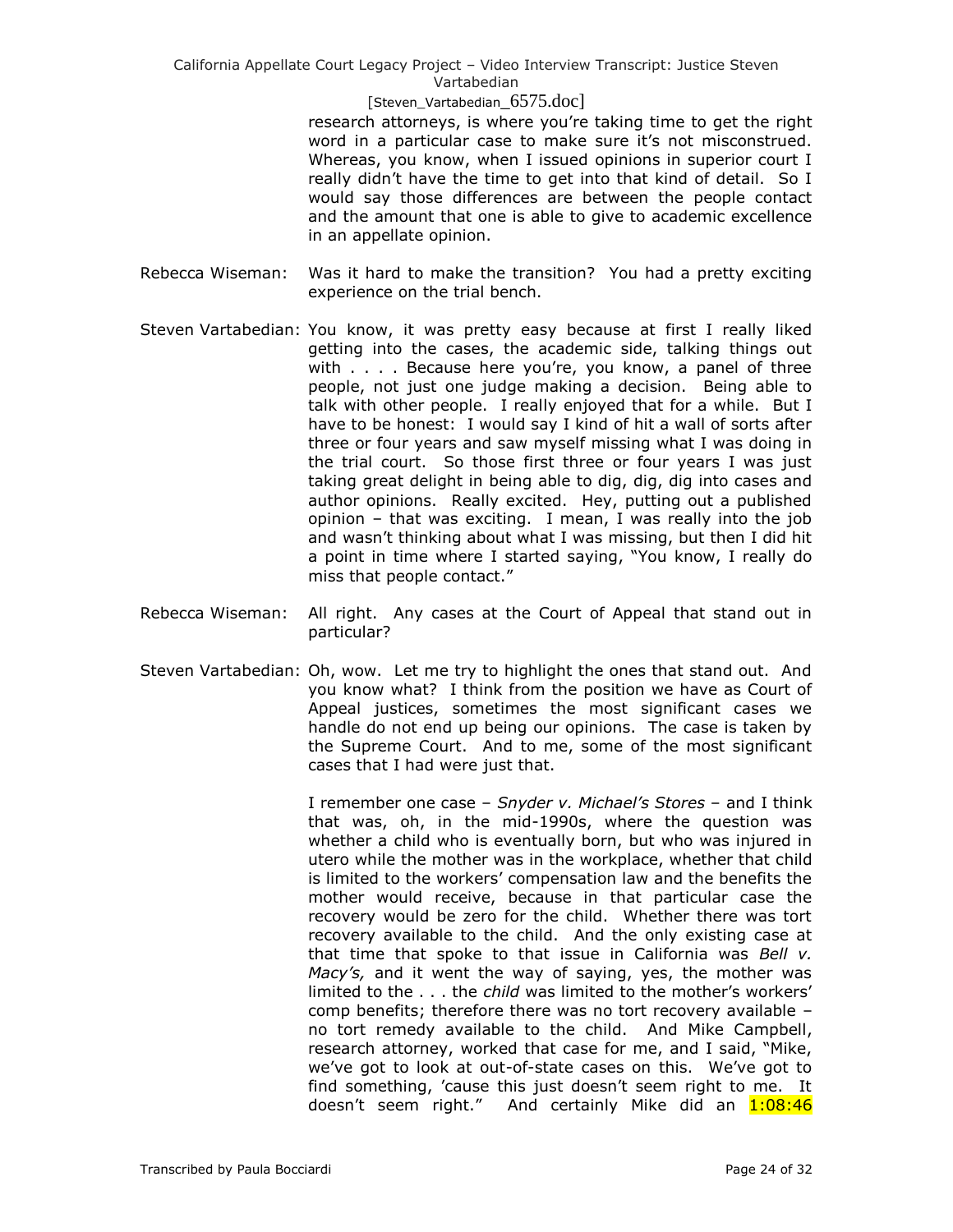research attorneys, is where you're taking time to get the right word in a particular case to make sure it's not misconstrued. Whereas, you know, when I issued opinions in superior court I really didn't have the time to get into that kind of detail. So I would say those differences are between the people contact and the amount that one is able to give to academic excellence in an appellate opinion.

Rebecca Wiseman: Was it hard to make the transition? You had a pretty exciting experience on the trial bench.

Steven Vartabedian: You know, it was pretty easy because at first I really liked getting into the cases, the academic side, talking things out with . . . . Because here you're, you know, a panel of three people, not just one judge making a decision. Being able to talk with other people. I really enjoyed that for a while. But I have to be honest: I would say I kind of hit a wall of sorts after three or four years and saw myself missing what I was doing in the trial court. So those first three or four years I was just taking great delight in being able to dig, dig, dig into cases and author opinions. Really excited. Hey, putting out a published opinion – that was exciting. I mean, I was really into the job and wasn't thinking about what I was missing, but then I did hit a point in time where I started saying, "You know, I really do miss that people contact."

Rebecca Wiseman: All right. Any cases at the Court of Appeal that stand out in particular?

Steven Vartabedian: Oh, wow. Let me try to highlight the ones that stand out. And you know what? I think from the position we have as Court of Appeal justices, sometimes the most significant cases we handle do not end up being our opinions. The case is taken by the Supreme Court. And to me, some of the most significant cases that I had were just that.

I remember one case – *Snyder v. Michael's Stores* – and I think that was, oh, in the mid-1990s, where the question was whether a child who is eventually born, but who was injured in utero while the mother was in the workplace, whether that child is limited to the workers' compensation law and the benefits the mother would receive, because in that particular case the recovery would be zero for the child. Whether there was tort recovery available to the child. And the only existing case at that time that spoke to that issue in California was *Bell v. Macy's,* and it went the way of saying, yes, the mother was limited to the . . . the *child* was limited to the mother's workers' comp benefits; therefore there was no tort recovery available – no tort remedy available to the child. And Mike Campbell, research attorney, worked that case for me, and I said, "Mike, we've got to look at out-of-state cases on this. We've got to find something, 'cause this just doesn't seem right to me. It doesn't seem right." And certainly Mike did an 1:08:46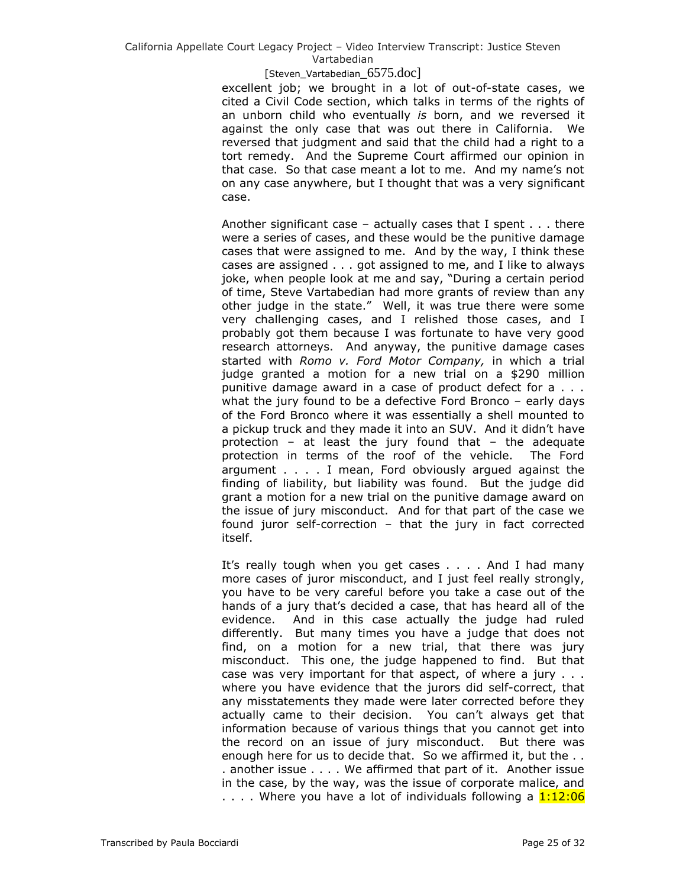excellent job; we brought in a lot of out-of-state cases, we cited a Civil Code section, which talks in terms of the rights of an unborn child who eventually *is* born, and we reversed it against the only case that was out there in California. We reversed that judgment and said that the child had a right to a tort remedy. And the Supreme Court affirmed our opinion in that case. So that case meant a lot to me. And my name's not on any case anywhere, but I thought that was a very significant case.

Another significant case – actually cases that I spent . . . there were a series of cases, and these would be the punitive damage cases that were assigned to me. And by the way, I think these cases are assigned . . . got assigned to me, and I like to always joke, when people look at me and say, "During a certain period of time, Steve Vartabedian had more grants of review than any other judge in the state." Well, it was true there were some very challenging cases, and I relished those cases, and I probably got them because I was fortunate to have very good research attorneys. And anyway, the punitive damage cases started with *Romo v. Ford Motor Company,* in which a trial judge granted a motion for a new trial on a $290 million punitive damage award in a case of product defect for a . . . what the jury found to be a defective Ford Bronco – early days of the Ford Bronco where it was essentially a shell mounted to a pickup truck and they made it into an SUV. And it didn't have protection – at least the jury found that – the adequate protection in terms of the roof of the vehicle. The Ford argument . . . . I mean, Ford obviously argued against the finding of liability, but liability was found. But the judge did grant a motion for a new trial on the punitive damage award on the issue of jury misconduct. And for that part of the case we found juror self-correction – that the jury in fact corrected itself.

It's really tough when you get cases . . . . And I had many more cases of juror misconduct, and I just feel really strongly, you have to be very careful before you take a case out of the hands of a jury that's decided a case, that has heard all of the evidence. And in this case actually the judge had ruled differently. But many times you have a judge that does not find, on a motion for a new trial, that there was jury misconduct. This one, the judge happened to find. But that case was very important for that aspect, of where a jury . . . where you have evidence that the jurors did self-correct, that any misstatements they made were later corrected before they actually came to their decision. You can't always get that information because of various things that you cannot get into the record on an issue of jury misconduct. But there was enough here for us to decide that. So we affirmed it, but the . . . another issue . . . . We affirmed that part of it. Another issue in the case, by the way, was the issue of corporate malice, and . . . . Where you have a lot of individuals following a 1:12:06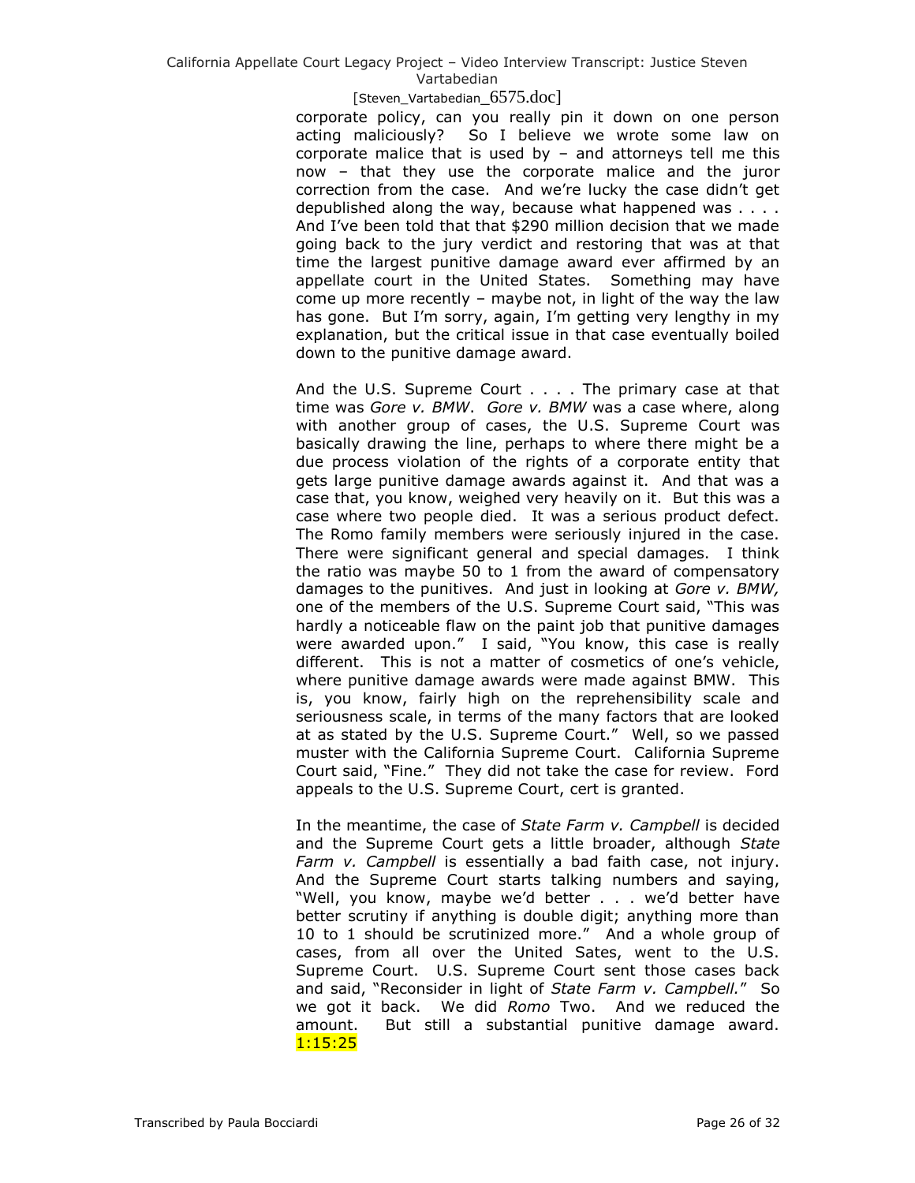corporate policy, can you really pin it down on one person acting maliciously? So I believe we wrote some law on corporate malice that is used by – and attorneys tell me this now – that they use the corporate malice and the juror correction from the case. And we're lucky the case didn't get depublished along the way, because what happened was . . . . And I've been told that that $290 million decision that we made going back to the jury verdict and restoring that was at that time the largest punitive damage award ever affirmed by an appellate court in the United States. Something may have come up more recently – maybe not, in light of the way the law has gone. But I'm sorry, again, I'm getting very lengthy in my explanation, but the critical issue in that case eventually boiled down to the punitive damage award.

And the U.S. Supreme Court . . . . The primary case at that time was *Gore v. BMW*. *Gore v. BMW* was a case where, along with another group of cases, the U.S. Supreme Court was basically drawing the line, perhaps to where there might be a due process violation of the rights of a corporate entity that gets large punitive damage awards against it. And that was a case that, you know, weighed very heavily on it. But this was a case where two people died. It was a serious product defect. The Romo family members were seriously injured in the case. There were significant general and special damages. I think the ratio was maybe 50 to 1 from the award of compensatory damages to the punitives. And just in looking at *Gore v. BMW,* one of the members of the U.S. Supreme Court said, "This was hardly a noticeable flaw on the paint job that punitive damages were awarded upon." I said, "You know, this case is really different. This is not a matter of cosmetics of one's vehicle, where punitive damage awards were made against BMW. This is, you know, fairly high on the reprehensibility scale and seriousness scale, in terms of the many factors that are looked at as stated by the U.S. Supreme Court." Well, so we passed muster with the California Supreme Court. California Supreme Court said, "Fine." They did not take the case for review. Ford appeals to the U.S. Supreme Court, cert is granted.

In the meantime, the case of *State Farm v. Campbell* is decided and the Supreme Court gets a little broader, although *State Farm v. Campbell* is essentially a bad faith case, not injury. And the Supreme Court starts talking numbers and saying, "Well, you know, maybe we'd better . . . we'd better have better scrutiny if anything is double digit; anything more than 10 to 1 should be scrutinized more." And a whole group of cases, from all over the United Sates, went to the U.S. Supreme Court. U.S. Supreme Court sent those cases back and said, "Reconsider in light of *State Farm v. Campbell.*" So we got it back. We did *Romo* Two. And we reduced the amount. But still a substantial punitive damage award. 1:15:25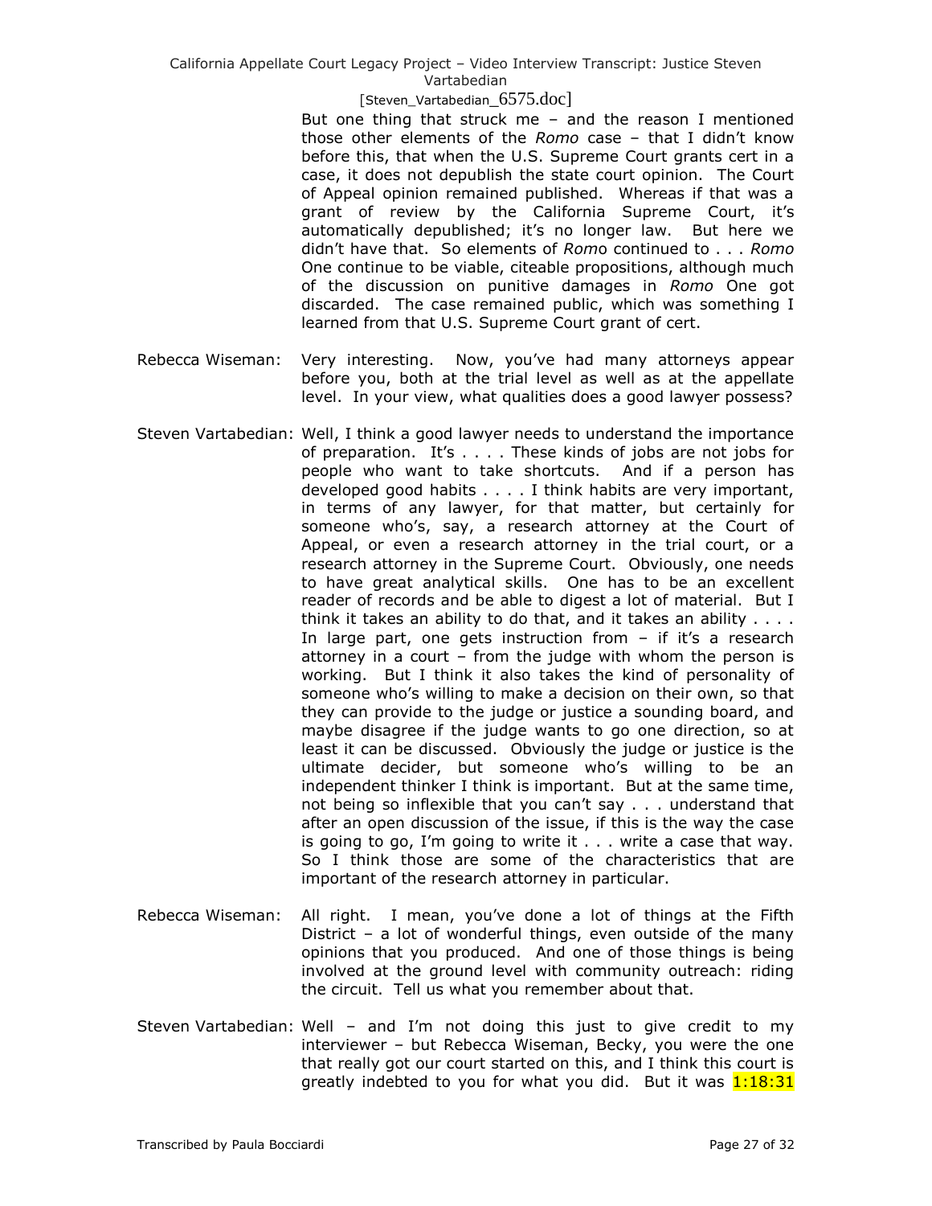But one thing that struck me – and the reason I mentioned those other elements of the *Romo* case – that I didn't know before this, that when the U.S. Supreme Court grants cert in a case, it does not depublish the state court opinion. The Court of Appeal opinion remained published. Whereas if that was a grant of review by the California Supreme Court, it's automatically depublished; it's no longer law. But here we didn't have that. So elements of *Rom*o continued to . . . *Romo* One continue to be viable, citeable propositions, although much of the discussion on punitive damages in *Romo* One got discarded. The case remained public, which was something I learned from that U.S. Supreme Court grant of cert.

Rebecca Wiseman: Very interesting. Now, you've had many attorneys appear before you, both at the trial level as well as at the appellate level. In your view, what qualities does a good lawyer possess?

Steven Vartabedian: Well, I think a good lawyer needs to understand the importance of preparation. It's . . . . These kinds of jobs are not jobs for people who want to take shortcuts. And if a person has developed good habits . . . . I think habits are very important, in terms of any lawyer, for that matter, but certainly for someone who's, say, a research attorney at the Court of Appeal, or even a research attorney in the trial court, or a research attorney in the Supreme Court. Obviously, one needs to have great analytical skills. One has to be an excellent reader of records and be able to digest a lot of material. But I think it takes an ability to do that, and it takes an ability . . . . In large part, one gets instruction from – if it's a research attorney in a court – from the judge with whom the person is working. But I think it also takes the kind of personality of someone who's willing to make a decision on their own, so that they can provide to the judge or justice a sounding board, and maybe disagree if the judge wants to go one direction, so at least it can be discussed. Obviously the judge or justice is the ultimate decider, but someone who's willing to be an independent thinker I think is important. But at the same time, not being so inflexible that you can't say . . . understand that after an open discussion of the issue, if this is the way the case is going to go, I'm going to write it . . . write a case that way. So I think those are some of the characteristics that are important of the research attorney in particular.

Rebecca Wiseman: All right. I mean, you've done a lot of things at the Fifth District – a lot of wonderful things, even outside of the many opinions that you produced. And one of those things is being involved at the ground level with community outreach: riding the circuit. Tell us what you remember about that.

Steven Vartabedian: Well – and I'm not doing this just to give credit to my interviewer – but Rebecca Wiseman, Becky, you were the one that really got our court started on this, and I think this court is greatly indebted to you for what you did. But it was 1:18:31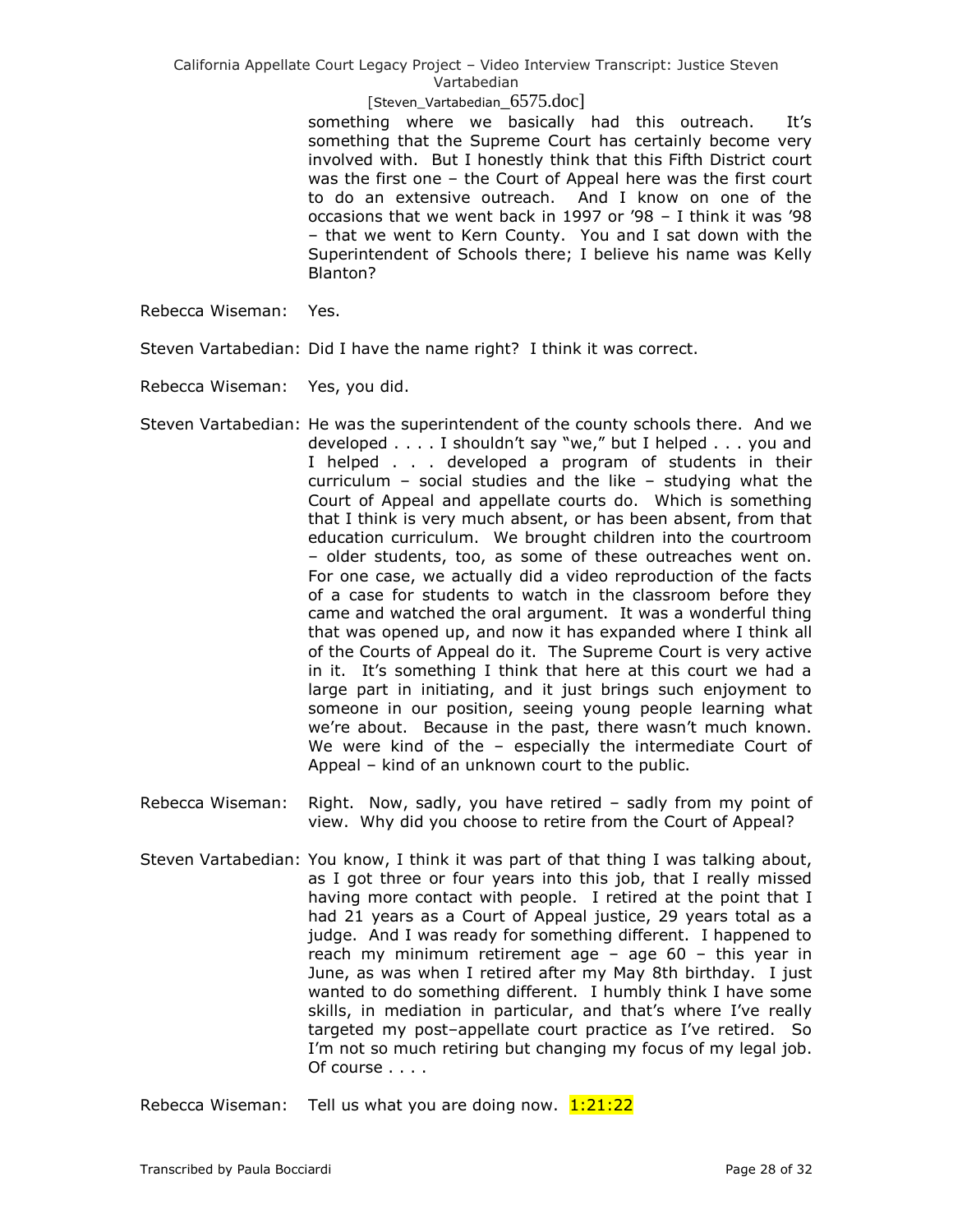something where we basically had this outreach. It's something that the Supreme Court has certainly become very involved with. But I honestly think that this Fifth District court was the first one – the Court of Appeal here was the first court to do an extensive outreach. And I know on one of the occasions that we went back in 1997 or '98 – I think it was '98 – that we went to Kern County. You and I sat down with the Superintendent of Schools there; I believe his name was Kelly Blanton?

Rebecca Wiseman: Yes.

Steven Vartabedian: Did I have the name right? I think it was correct.

Rebecca Wiseman: Yes, you did.

Steven Vartabedian: He was the superintendent of the county schools there. And we developed . . . . I shouldn't say "we," but I helped . . . you and I helped . . . developed a program of students in their curriculum – social studies and the like – studying what the Court of Appeal and appellate courts do. Which is something that I think is very much absent, or has been absent, from that education curriculum. We brought children into the courtroom – older students, too, as some of these outreaches went on. For one case, we actually did a video reproduction of the facts of a case for students to watch in the classroom before they came and watched the oral argument. It was a wonderful thing that was opened up, and now it has expanded where I think all of the Courts of Appeal do it. The Supreme Court is very active in it. It's something I think that here at this court we had a large part in initiating, and it just brings such enjoyment to someone in our position, seeing young people learning what we're about. Because in the past, there wasn't much known. We were kind of the – especially the intermediate Court of Appeal – kind of an unknown court to the public.

Rebecca Wiseman: Right. Now, sadly, you have retired – sadly from my point of view. Why did you choose to retire from the Court of Appeal?

Steven Vartabedian: You know, I think it was part of that thing I was talking about, as I got three or four years into this job, that I really missed having more contact with people. I retired at the point that I had 21 years as a Court of Appeal justice, 29 years total as a judge. And I was ready for something different. I happened to reach my minimum retirement age – age 60 – this year in June, as was when I retired after my May 8th birthday. I just wanted to do something different. I humbly think I have some skills, in mediation in particular, and that's where I've really targeted my post–appellate court practice as I've retired. So I'm not so much retiring but changing my focus of my legal job. Of course . . . .

Rebecca Wiseman: Tell us what you are doing now. 1:21:22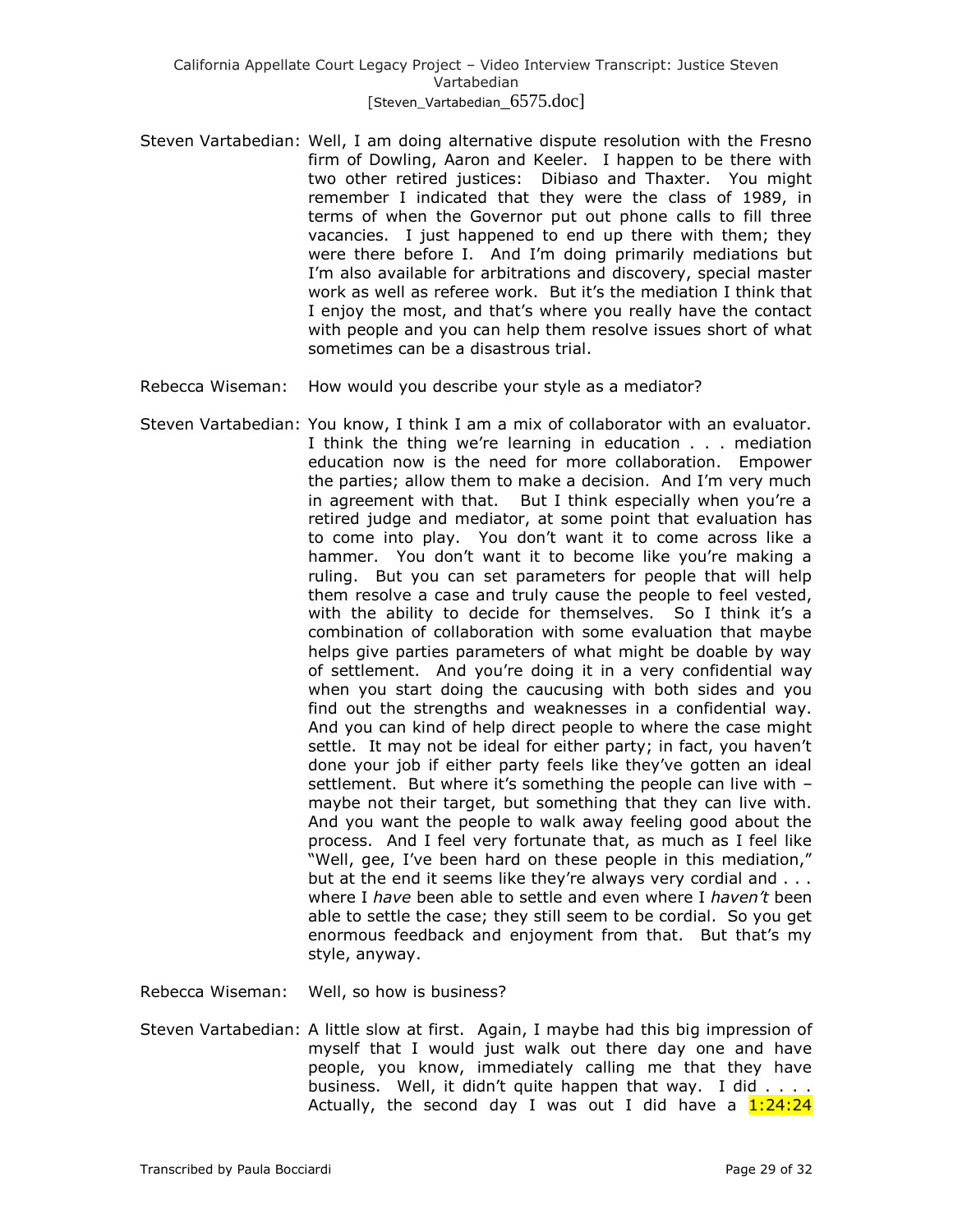Steven Vartabedian: Well, I am doing alternative dispute resolution with the Fresno firm of Dowling, Aaron and Keeler. I happen to be there with two other retired justices: Dibiaso and Thaxter. You might remember I indicated that they were the class of 1989, in terms of when the Governor put out phone calls to fill three vacancies. I just happened to end up there with them; they were there before I. And I'm doing primarily mediations but I'm also available for arbitrations and discovery, special master work as well as referee work. But it's the mediation I think that I enjoy the most, and that's where you really have the contact with people and you can help them resolve issues short of what sometimes can be a disastrous trial.

Rebecca Wiseman: How would you describe your style as a mediator?

Steven Vartabedian: You know, I think I am a mix of collaborator with an evaluator. I think the thing we're learning in education . . . mediation education now is the need for more collaboration. Empower the parties; allow them to make a decision. And I'm very much in agreement with that. But I think especially when you're a retired judge and mediator, at some point that evaluation has to come into play. You don't want it to come across like a hammer. You don't want it to become like you're making a ruling. But you can set parameters for people that will help them resolve a case and truly cause the people to feel vested, with the ability to decide for themselves. So I think it's a combination of collaboration with some evaluation that maybe helps give parties parameters of what might be doable by way of settlement. And you're doing it in a very confidential way when you start doing the caucusing with both sides and you find out the strengths and weaknesses in a confidential way. And you can kind of help direct people to where the case might settle. It may not be ideal for either party; in fact, you haven't done your job if either party feels like they've gotten an ideal settlement. But where it's something the people can live with – maybe not their target, but something that they can live with. And you want the people to walk away feeling good about the process. And I feel very fortunate that, as much as I feel like "Well, gee, I've been hard on these people in this mediation," but at the end it seems like they're always very cordial and . . . where I *have* been able to settle and even where I *haven't* been able to settle the case; they still seem to be cordial. So you get enormous feedback and enjoyment from that. But that's my style, anyway.

Rebecca Wiseman: Well, so how is business?

Steven Vartabedian: A little slow at first. Again, I maybe had this big impression of myself that I would just walk out there day one and have people, you know, immediately calling me that they have business. Well, it didn't quite happen that way. I did . . . . Actually, the second day I was out I did have a 1:24:24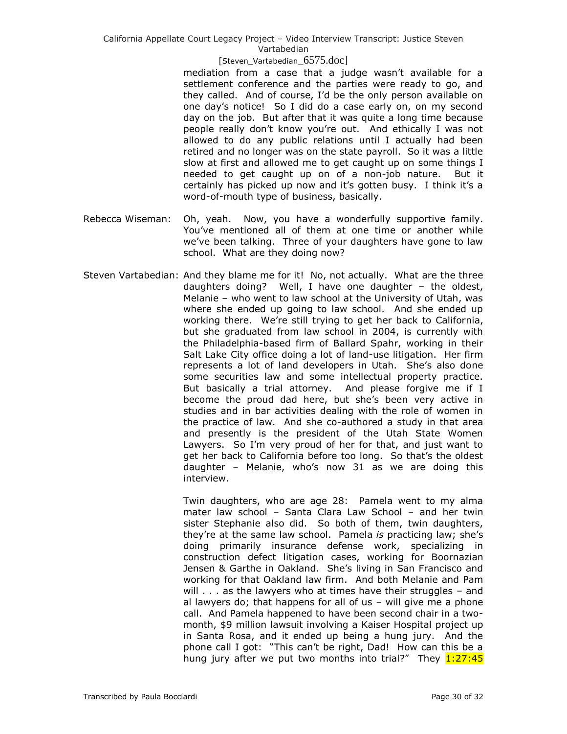mediation from a case that a judge wasn't available for a settlement conference and the parties were ready to go, and they called. And of course, I'd be the only person available on one day's notice! So I did do a case early on, on my second day on the job. But after that it was quite a long time because people really don't know you're out. And ethically I was not allowed to do any public relations until I actually had been retired and no longer was on the state payroll. So it was a little slow at first and allowed me to get caught up on some things I needed to get caught up on of a non-job nature. But it certainly has picked up now and it's gotten busy. I think it's a word-of-mouth type of business, basically.

Rebecca Wiseman: Oh, yeah. Now, you have a wonderfully supportive family. You've mentioned all of them at one time or another while we've been talking. Three of your daughters have gone to law school. What are they doing now?

Steven Vartabedian: And they blame me for it! No, not actually. What are the three daughters doing? Well, I have one daughter – the oldest, Melanie – who went to law school at the University of Utah, was where she ended up going to law school. And she ended up working there. We're still trying to get her back to California, but she graduated from law school in 2004, is currently with the Philadelphia-based firm of Ballard Spahr, working in their Salt Lake City office doing a lot of land-use litigation. Her firm represents a lot of land developers in Utah. She's also done some securities law and some intellectual property practice. But basically a trial attorney. And please forgive me if I become the proud dad here, but she's been very active in studies and in bar activities dealing with the role of women in the practice of law. And she co-authored a study in that area and presently is the president of the Utah State Women Lawyers. So I'm very proud of her for that, and just want to get her back to California before too long. So that's the oldest daughter – Melanie, who's now 31 as we are doing this interview.

Twin daughters, who are age 28: Pamela went to my alma mater law school – Santa Clara Law School – and her twin sister Stephanie also did. So both of them, twin daughters, they're at the same law school. Pamela *is* practicing law; she's doing primarily insurance defense work, specializing in construction defect litigation cases, working for Boornazian Jensen & Garthe in Oakland. She's living in San Francisco and working for that Oakland law firm. And both Melanie and Pam will . . . as the lawyers who at times have their struggles – and al lawyers do; that happens for all of us – will give me a phone call. And Pamela happened to have been second chair in a two-month, $9 million lawsuit involving a Kaiser Hospital project up in Santa Rosa, and it ended up being a hung jury. And the phone call I got: "This can't be right, Dad! How can this be a hung jury after we put two months into trial?" They 1:27:45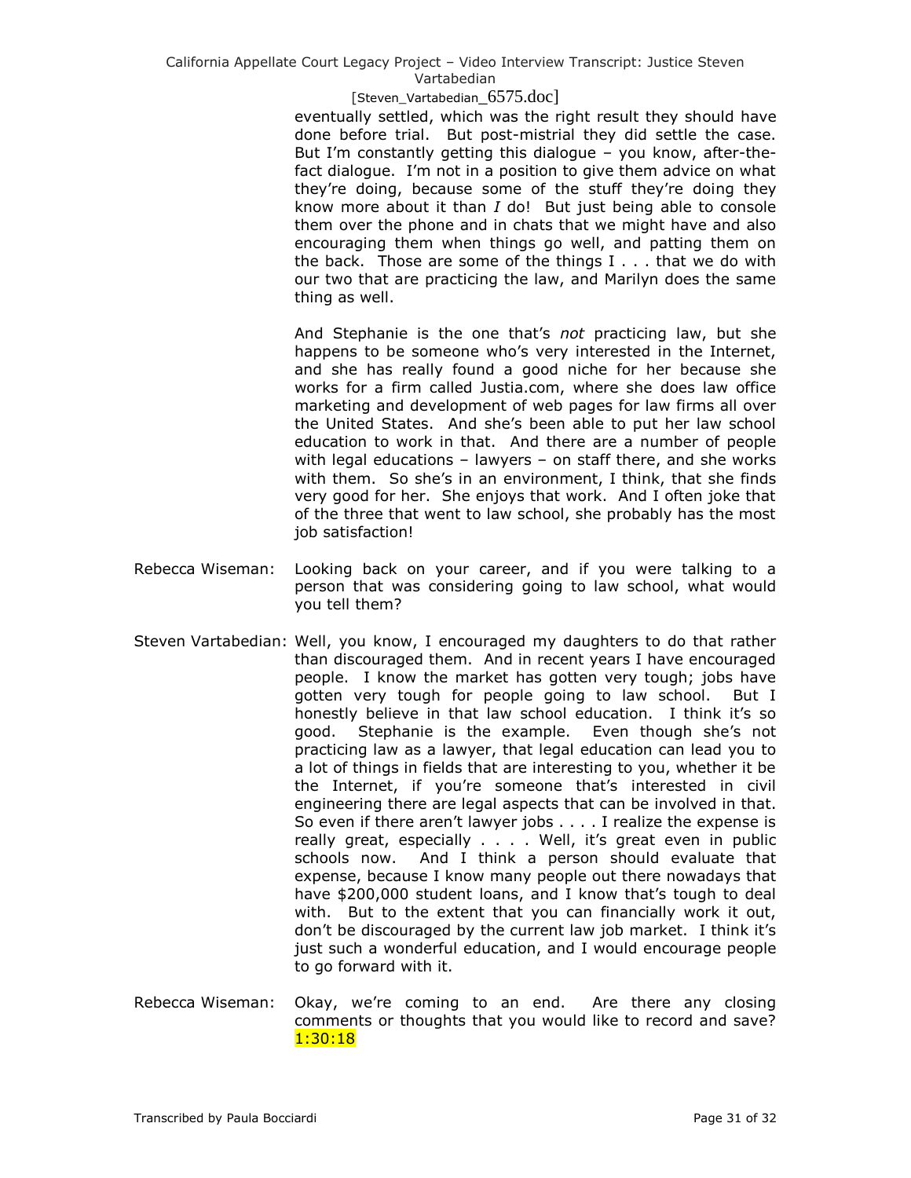eventually settled, which was the right result they should have done before trial. But post-mistrial they did settle the case. But I'm constantly getting this dialogue – you know, after-the-fact dialogue. I'm not in a position to give them advice on what they're doing, because some of the stuff they're doing they know more about it than *I* do! But just being able to console them over the phone and in chats that we might have and also encouraging them when things go well, and patting them on the back. Those are some of the things I . . . that we do with our two that are practicing the law, and Marilyn does the same thing as well.

And Stephanie is the one that's *not* practicing law, but she happens to be someone who's very interested in the Internet, and she has really found a good niche for her because she works for a firm called Justia.com, where she does law office marketing and development of web pages for law firms all over the United States. And she's been able to put her law school education to work in that. And there are a number of people with legal educations – lawyers – on staff there, and she works with them. So she's in an environment, I think, that she finds very good for her. She enjoys that work. And I often joke that of the three that went to law school, she probably has the most job satisfaction!

Rebecca Wiseman: Looking back on your career, and if you were talking to a person that was considering going to law school, what would you tell them?

Steven Vartabedian: Well, you know, I encouraged my daughters to do that rather than discouraged them. And in recent years I have encouraged people. I know the market has gotten very tough; jobs have gotten very tough for people going to law school. But I honestly believe in that law school education. I think it's so good. Stephanie is the example. Even though she's not practicing law as a lawyer, that legal education can lead you to a lot of things in fields that are interesting to you, whether it be the Internet, if you're someone that's interested in civil engineering there are legal aspects that can be involved in that. So even if there aren't lawyer jobs . . . . I realize the expense is really great, especially . . . . Well, it's great even in public schools now. And I think a person should evaluate that expense, because I know many people out there nowadays that have $200,000 student loans, and I know that's tough to deal with. But to the extent that you can financially work it out, don't be discouraged by the current law job market. I think it's just such a wonderful education, and I would encourage people to go forward with it.

Rebecca Wiseman: Okay, we're coming to an end. Are there any closing comments or thoughts that you would like to record and save? 1:30:18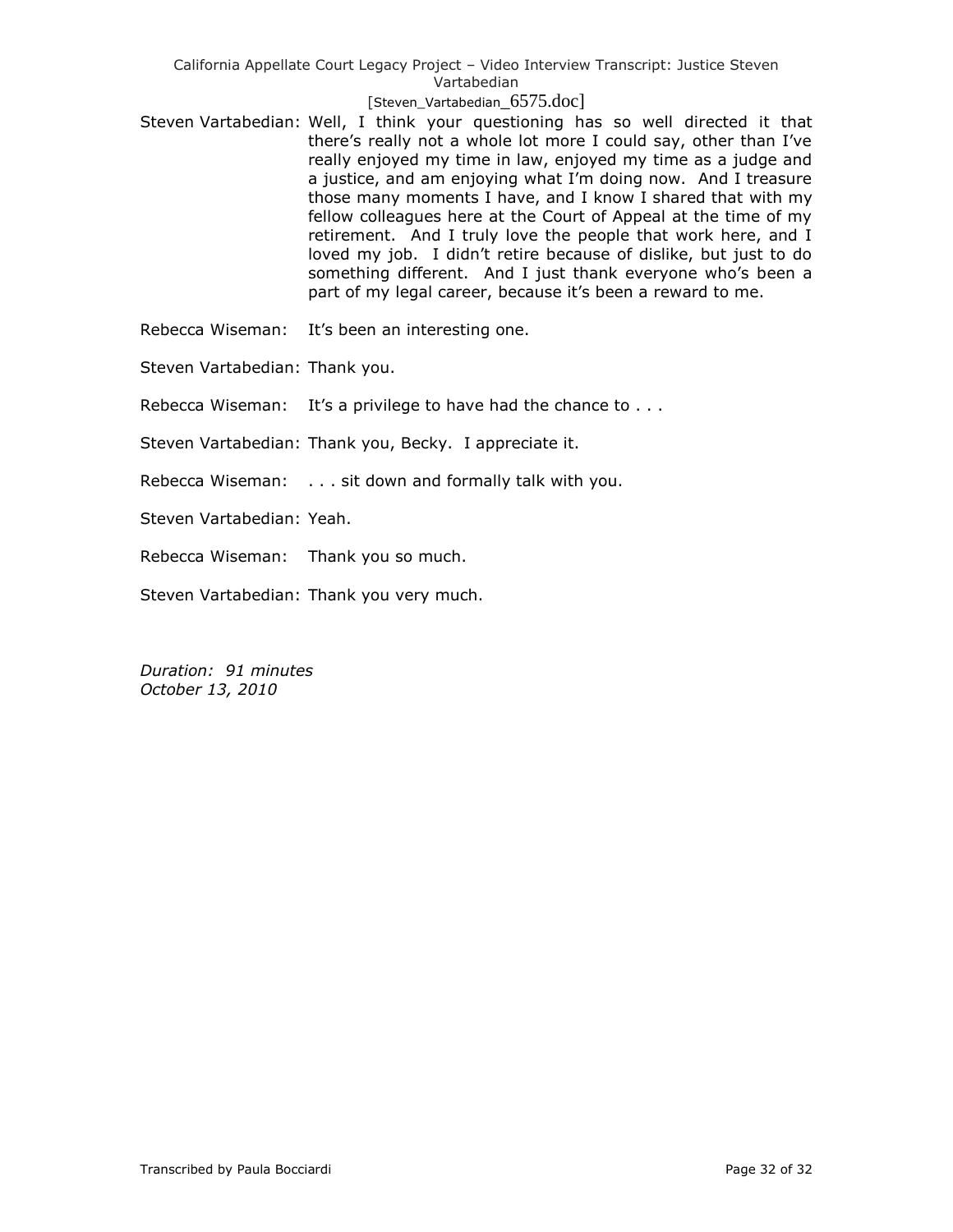Steven Vartabedian: Well, I think your questioning has so well directed it that there's really not a whole lot more I could say, other than I've really enjoyed my time in law, enjoyed my time as a judge and a justice, and am enjoying what I'm doing now. And I treasure those many moments I have, and I know I shared that with my fellow colleagues here at the Court of Appeal at the time of my retirement. And I truly love the people that work here, and I loved my job. I didn't retire because of dislike, but just to do something different. And I just thank everyone who's been a part of my legal career, because it's been a reward to me.

Rebecca Wiseman: It's been an interesting one.

Steven Vartabedian: Thank you.

Rebecca Wiseman: It's a privilege to have had the chance to . . .

Steven Vartabedian: Thank you, Becky. I appreciate it.

Rebecca Wiseman: . . . sit down and formally talk with you.

Steven Vartabedian: Yeah.

Rebecca Wiseman: Thank you so much.

Steven Vartabedian: Thank you very much.

*Duration: 91 minutes*
*October 13, 2010*